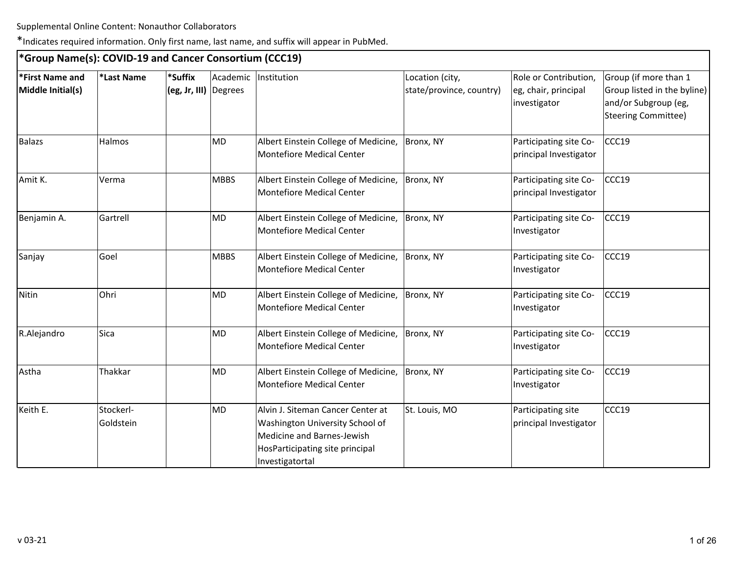Supplemental Online Content: Nonauthor Collaborators

*Indicates required information. Only first name, last name, and suffix will appear in PubMed.

**\*Group Name(s): COVID-19 and Cancer Consortium (CCC19)**

| *First Name and Middle Initial(s) | *Last Name | *Suffix (eg, Jr, III) | Academic Degrees | Institution | Location (city, state/province, country) | Role or Contribution, eg, chair, principal investigator | Group (if more than 1 Group listed in the byline) and/or Subgroup (eg, Steering Committee) |
|---|---|---|---|---|---|---|---|
| Balazs | Halmos | | MD | Albert Einstein College of Medicine, Montefiore Medical Center | Bronx, NY | Participating site Co-principal Investigator | CCC19 |
| Amit K. | Verma | | MBBS | Albert Einstein College of Medicine, Montefiore Medical Center | Bronx, NY | Participating site Co-principal Investigator | CCC19 |
| Benjamin A. | Gartrell | | MD | Albert Einstein College of Medicine, Montefiore Medical Center | Bronx, NY | Participating site Co-Investigator | CCC19 |
| Sanjay | Goel | | MBBS | Albert Einstein College of Medicine, Montefiore Medical Center | Bronx, NY | Participating site Co-Investigator | CCC19 |
| Nitin | Ohri | | MD | Albert Einstein College of Medicine, Montefiore Medical Center | Bronx, NY | Participating site Co-Investigator | CCC19 |
| R.Alejandro | Sica | | MD | Albert Einstein College of Medicine, Montefiore Medical Center | Bronx, NY | Participating site Co-Investigator | CCC19 |
| Astha | Thakkar | | MD | Albert Einstein College of Medicine, Montefiore Medical Center | Bronx, NY | Participating site Co-Investigator | CCC19 |
| Keith E. | Stockerl-Goldstein | | MD | Alvin J. Siteman Cancer Center at Washington University School of Medicine and Barnes-Jewish HosParticipating site principal Investigatortal | St. Louis, MO | Participating site principal Investigator | CCC19 |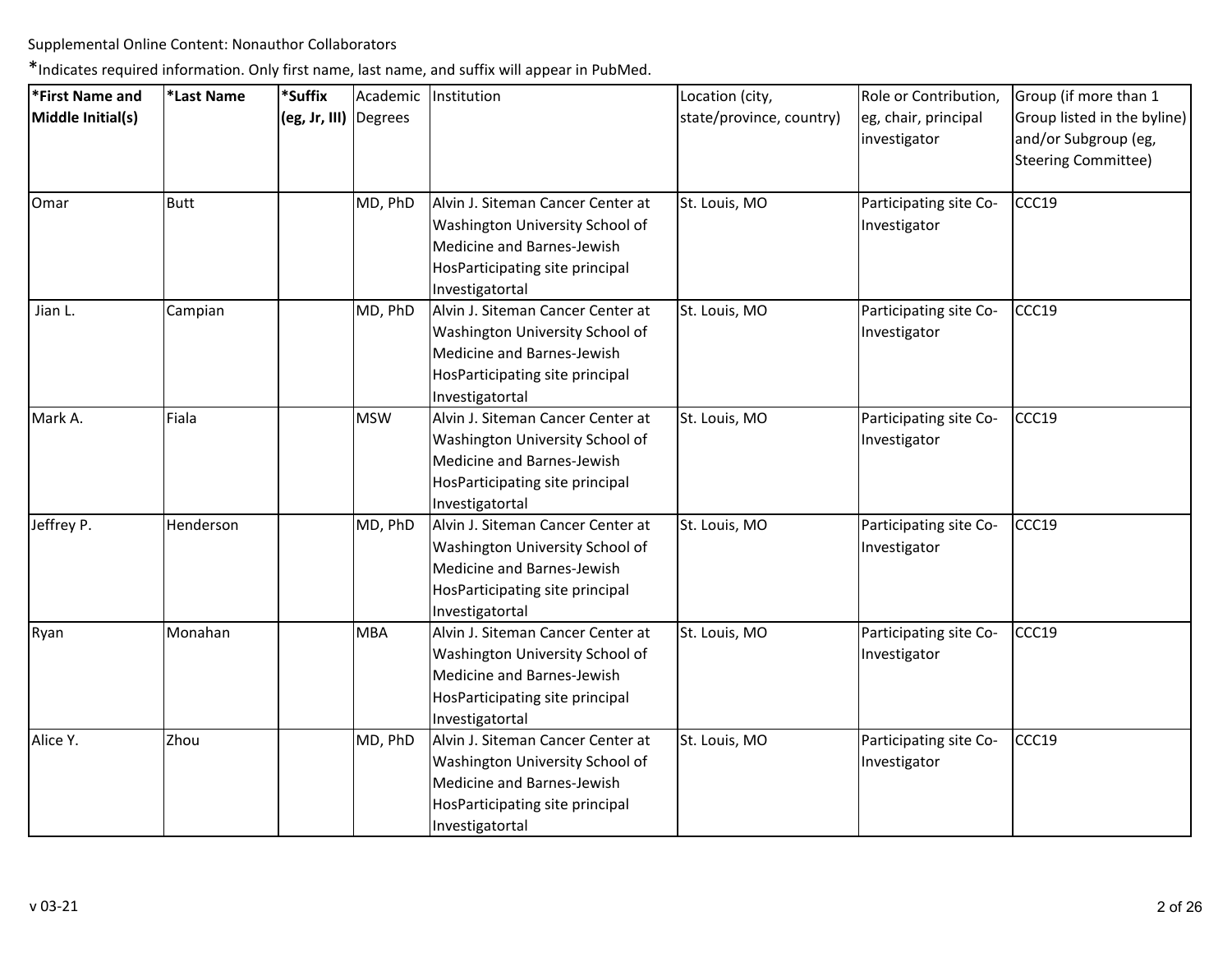Supplemental Online Content: Nonauthor Collaborators

*Indicates required information. Only first name, last name, and suffix will appear in PubMed.

| *First Name and Middle Initial(s) | *Last Name | *Suffix (eg, Jr, III) | Academic Degrees | Institution | Location (city, state/province, country) | Role or Contribution, eg, chair, principal investigator | Group (if more than 1 Group listed in the byline) and/or Subgroup (eg, Steering Committee) |
|---|---|---|---|---|---|---|---|
| Omar | Butt | | MD, PhD | Alvin J. Siteman Cancer Center at Washington University School of Medicine and Barnes-Jewish HosParticipating site principal Investigatortal | St. Louis, MO | Participating site Co-Investigator | CCC19 |
| Jian L. | Campian | | MD, PhD | Alvin J. Siteman Cancer Center at Washington University School of Medicine and Barnes-Jewish HosParticipating site principal Investigatortal | St. Louis, MO | Participating site Co-Investigator | CCC19 |
| Mark A. | Fiala | | MSW | Alvin J. Siteman Cancer Center at Washington University School of Medicine and Barnes-Jewish HosParticipating site principal Investigatortal | St. Louis, MO | Participating site Co-Investigator | CCC19 |
| Jeffrey P. | Henderson | | MD, PhD | Alvin J. Siteman Cancer Center at Washington University School of Medicine and Barnes-Jewish HosParticipating site principal Investigatortal | St. Louis, MO | Participating site Co-Investigator | CCC19 |
| Ryan | Monahan | | MBA | Alvin J. Siteman Cancer Center at Washington University School of Medicine and Barnes-Jewish HosParticipating site principal Investigatortal | St. Louis, MO | Participating site Co-Investigator | CCC19 |
| Alice Y. | Zhou | | MD, PhD | Alvin J. Siteman Cancer Center at Washington University School of Medicine and Barnes-Jewish HosParticipating site principal Investigatortal | St. Louis, MO | Participating site Co-Investigator | CCC19 |

v 03-21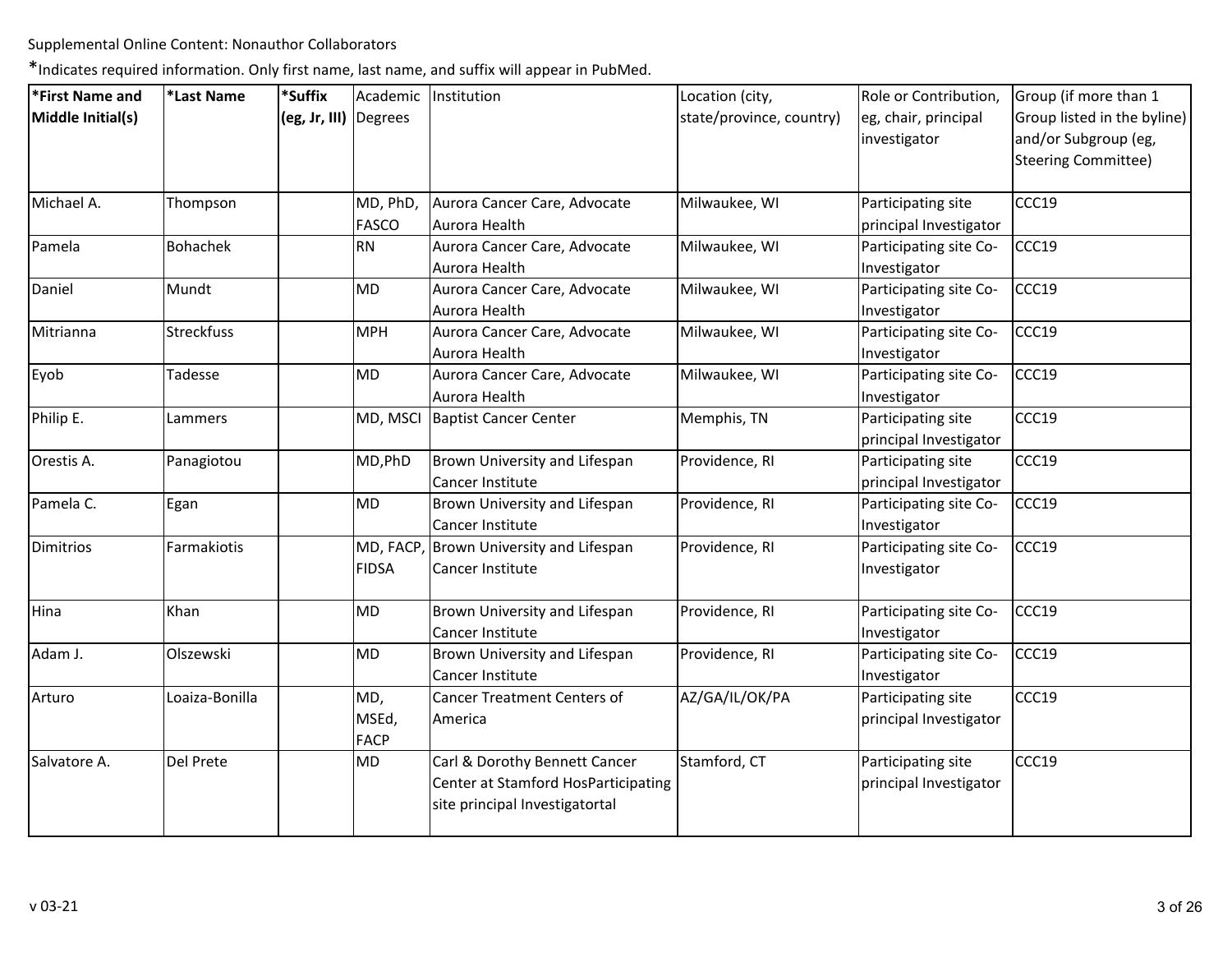Supplemental Online Content: Nonauthor Collaborators

*Indicates required information. Only first name, last name, and suffix will appear in PubMed.

| *First Name and Middle Initial(s) | *Last Name | *Suffix (eg, Jr, III) | Academic Degrees | Institution | Location (city, state/province, country) | Role or Contribution, eg, chair, principal investigator | Group (if more than 1 Group listed in the byline) and/or Subgroup (eg, Steering Committee) |
|---|---|---|---|---|---|---|---|
| Michael A. | Thompson | | MD, PhD, FASCO | Aurora Cancer Care, Advocate Aurora Health | Milwaukee, WI | Participating site principal Investigator | CCC19 |
| Pamela | Bohachek | | RN | Aurora Cancer Care, Advocate Aurora Health | Milwaukee, WI | Participating site Co-Investigator | CCC19 |
| Daniel | Mundt | | MD | Aurora Cancer Care, Advocate Aurora Health | Milwaukee, WI | Participating site Co-Investigator | CCC19 |
| Mitrianna | Streckfuss | | MPH | Aurora Cancer Care, Advocate Aurora Health | Milwaukee, WI | Participating site Co-Investigator | CCC19 |
| Eyob | Tadesse | | MD | Aurora Cancer Care, Advocate Aurora Health | Milwaukee, WI | Participating site Co-Investigator | CCC19 |
| Philip E. | Lammers | | MD, MSCI | Baptist Cancer Center | Memphis, TN | Participating site principal Investigator | CCC19 |
| Orestis A. | Panagiotou | | MD,PhD | Brown University and Lifespan Cancer Institute | Providence, RI | Participating site principal Investigator | CCC19 |
| Pamela C. | Egan | | MD | Brown University and Lifespan Cancer Institute | Providence, RI | Participating site Co-Investigator | CCC19 |
| Dimitrios | Farmakiotis | | MD, FACP, FIDSA | Brown University and Lifespan Cancer Institute | Providence, RI | Participating site Co-Investigator | CCC19 |
| Hina | Khan | | MD | Brown University and Lifespan Cancer Institute | Providence, RI | Participating site Co-Investigator | CCC19 |
| Adam J. | Olszewski | | MD | Brown University and Lifespan Cancer Institute | Providence, RI | Participating site Co-Investigator | CCC19 |
| Arturo | Loaiza-Bonilla | | MD, MSEd, FACP | Cancer Treatment Centers of America | AZ/GA/IL/OK/PA | Participating site principal Investigator | CCC19 |
| Salvatore A. | Del Prete | | MD | Carl & Dorothy Bennett Cancer Center at Stamford HosParticipating site principal Investigatortal | Stamford, CT | Participating site principal Investigator | CCC19 |

v 03-21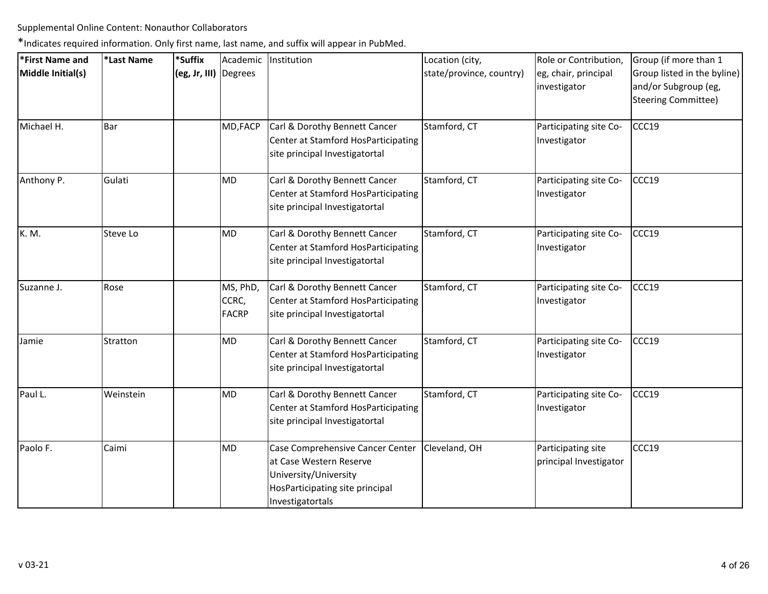Supplemental Online Content: Nonauthor Collaborators

*Indicates required information. Only first name, last name, and suffix will appear in PubMed.

| *First Name and Middle Initial(s) | *Last Name | *Suffix (eg, Jr, III) | Academic Degrees | Institution | Location (city, state/province, country) | Role or Contribution, eg, chair, principal investigator | Group (if more than 1 Group listed in the byline) and/or Subgroup (eg, Steering Committee) |
|---|---|---|---|---|---|---|---|
| Michael H. | Bar | | MD,FACP | Carl & Dorothy Bennett Cancer Center at Stamford HosParticipating site principal Investigatortal | Stamford, CT | Participating site Co-Investigator | CCC19 |
| Anthony P. | Gulati | | MD | Carl & Dorothy Bennett Cancer Center at Stamford HosParticipating site principal Investigatortal | Stamford, CT | Participating site Co-Investigator | CCC19 |
| K. M. | Steve Lo | | MD | Carl & Dorothy Bennett Cancer Center at Stamford HosParticipating site principal Investigatortal | Stamford, CT | Participating site Co-Investigator | CCC19 |
| Suzanne J. | Rose | | MS, PhD, CCRC, FACRP | Carl & Dorothy Bennett Cancer Center at Stamford HosParticipating site principal Investigatortal | Stamford, CT | Participating site Co-Investigator | CCC19 |
| Jamie | Stratton | | MD | Carl & Dorothy Bennett Cancer Center at Stamford HosParticipating site principal Investigatortal | Stamford, CT | Participating site Co-Investigator | CCC19 |
| Paul L. | Weinstein | | MD | Carl & Dorothy Bennett Cancer Center at Stamford HosParticipating site principal Investigatortal | Stamford, CT | Participating site Co-Investigator | CCC19 |
| Paolo F. | Caimi | | MD | Case Comprehensive Cancer Center at Case Western Reserve University/University HosParticipating site principal Investigatortals | Cleveland, OH | Participating site principal Investigator | CCC19 |

v 03-21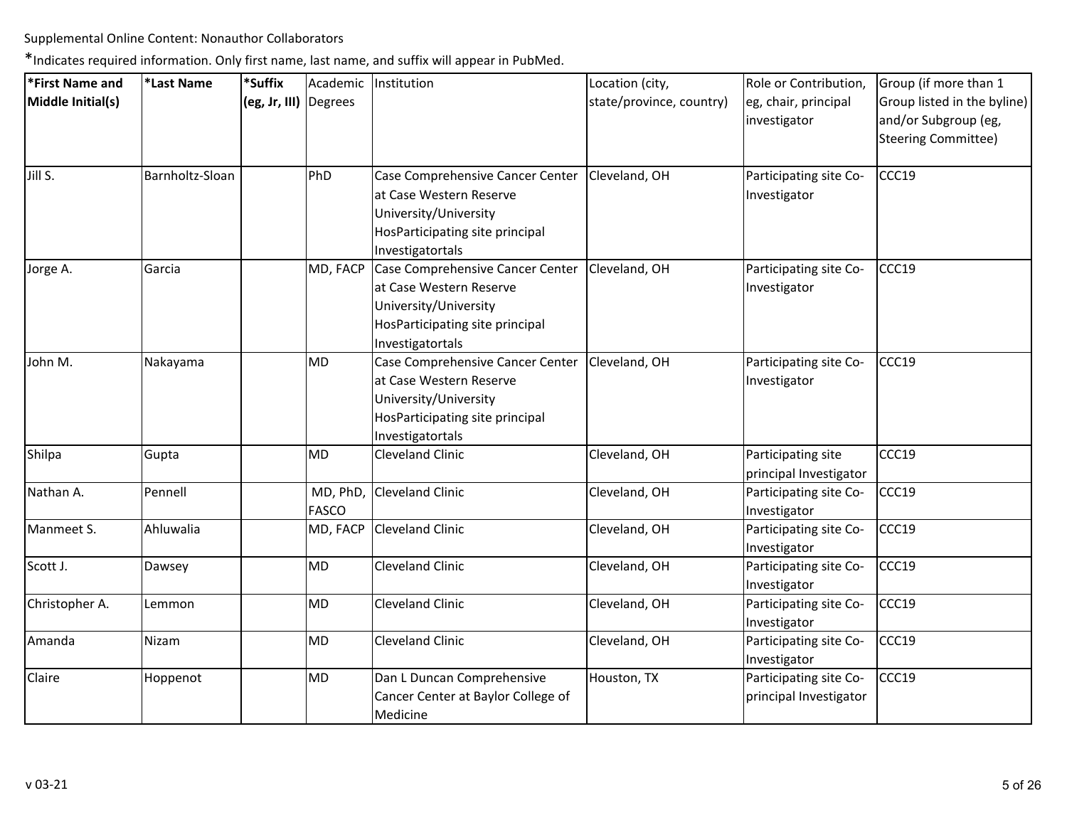Supplemental Online Content: Nonauthor Collaborators

*Indicates required information. Only first name, last name, and suffix will appear in PubMed.

| *First Name and Middle Initial(s) | *Last Name | *Suffix (eg, Jr, III) | Academic Degrees | Institution | Location (city, state/province, country) | Role or Contribution, eg, chair, principal investigator | Group (if more than 1 Group listed in the byline) and/or Subgroup (eg, Steering Committee) |
|---|---|---|---|---|---|---|---|
| Jill S. | Barnholtz-Sloan | | PhD | Case Comprehensive Cancer Center at Case Western Reserve University/University HosParticipating site principal Investigatortals | Cleveland, OH | Participating site Co-Investigator | CCC19 |
| Jorge A. | Garcia | | MD, FACP | Case Comprehensive Cancer Center at Case Western Reserve University/University HosParticipating site principal Investigatortals | Cleveland, OH | Participating site Co-Investigator | CCC19 |
| John M. | Nakayama | | MD | Case Comprehensive Cancer Center at Case Western Reserve University/University HosParticipating site principal Investigatortals | Cleveland, OH | Participating site Co-Investigator | CCC19 |
| Shilpa | Gupta | | MD | Cleveland Clinic | Cleveland, OH | Participating site principal Investigator | CCC19 |
| Nathan A. | Pennell | | MD, PhD, FASCO | Cleveland Clinic | Cleveland, OH | Participating site Co-Investigator | CCC19 |
| Manmeet S. | Ahluwalia | | MD, FACP | Cleveland Clinic | Cleveland, OH | Participating site Co-Investigator | CCC19 |
| Scott J. | Dawsey | | MD | Cleveland Clinic | Cleveland, OH | Participating site Co-Investigator | CCC19 |
| Christopher A. | Lemmon | | MD | Cleveland Clinic | Cleveland, OH | Participating site Co-Investigator | CCC19 |
| Amanda | Nizam | | MD | Cleveland Clinic | Cleveland, OH | Participating site Co-Investigator | CCC19 |
| Claire | Hoppenot | | MD | Dan L Duncan Comprehensive Cancer Center at Baylor College of Medicine | Houston, TX | Participating site Co-principal Investigator | CCC19 |

v 03-21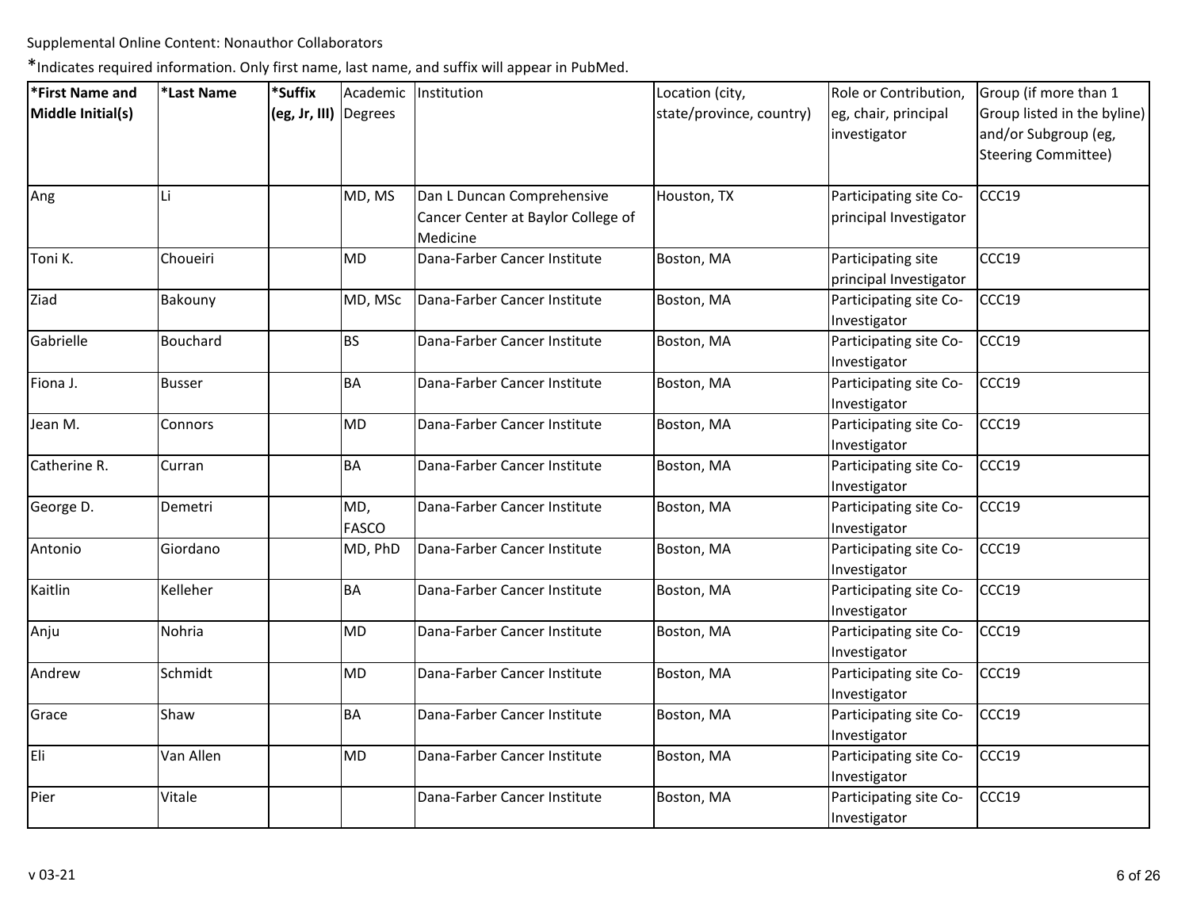Supplemental Online Content: Nonauthor Collaborators

*Indicates required information. Only first name, last name, and suffix will appear in PubMed.

| *First Name and Middle Initial(s) | *Last Name | *Suffix (eg, Jr, III) | Academic Degrees | Institution | Location (city, state/province, country) | Role or Contribution, eg, chair, principal investigator | Group (if more than 1 Group listed in the byline) and/or Subgroup (eg, Steering Committee) |
|---|---|---|---|---|---|---|---|
| Ang | Li | | MD, MS | Dan L Duncan Comprehensive Cancer Center at Baylor College of Medicine | Houston, TX | Participating site Co-principal Investigator | CCC19 |
| Toni K. | Choueiri | | MD | Dana-Farber Cancer Institute | Boston, MA | Participating site principal Investigator | CCC19 |
| Ziad | Bakouny | | MD, MSc | Dana-Farber Cancer Institute | Boston, MA | Participating site Co-Investigator | CCC19 |
| Gabrielle | Bouchard | | BS | Dana-Farber Cancer Institute | Boston, MA | Participating site Co-Investigator | CCC19 |
| Fiona J. | Busser | | BA | Dana-Farber Cancer Institute | Boston, MA | Participating site Co-Investigator | CCC19 |
| Jean M. | Connors | | MD | Dana-Farber Cancer Institute | Boston, MA | Participating site Co-Investigator | CCC19 |
| Catherine R. | Curran | | BA | Dana-Farber Cancer Institute | Boston, MA | Participating site Co-Investigator | CCC19 |
| George D. | Demetri | | MD, FASCO | Dana-Farber Cancer Institute | Boston, MA | Participating site Co-Investigator | CCC19 |
| Antonio | Giordano | | MD, PhD | Dana-Farber Cancer Institute | Boston, MA | Participating site Co-Investigator | CCC19 |
| Kaitlin | Kelleher | | BA | Dana-Farber Cancer Institute | Boston, MA | Participating site Co-Investigator | CCC19 |
| Anju | Nohria | | MD | Dana-Farber Cancer Institute | Boston, MA | Participating site Co-Investigator | CCC19 |
| Andrew | Schmidt | | MD | Dana-Farber Cancer Institute | Boston, MA | Participating site Co-Investigator | CCC19 |
| Grace | Shaw | | BA | Dana-Farber Cancer Institute | Boston, MA | Participating site Co-Investigator | CCC19 |
| Eli | Van Allen | | MD | Dana-Farber Cancer Institute | Boston, MA | Participating site Co-Investigator | CCC19 |
| Pier | Vitale | | | Dana-Farber Cancer Institute | Boston, MA | Participating site Co-Investigator | CCC19 |

v 03-21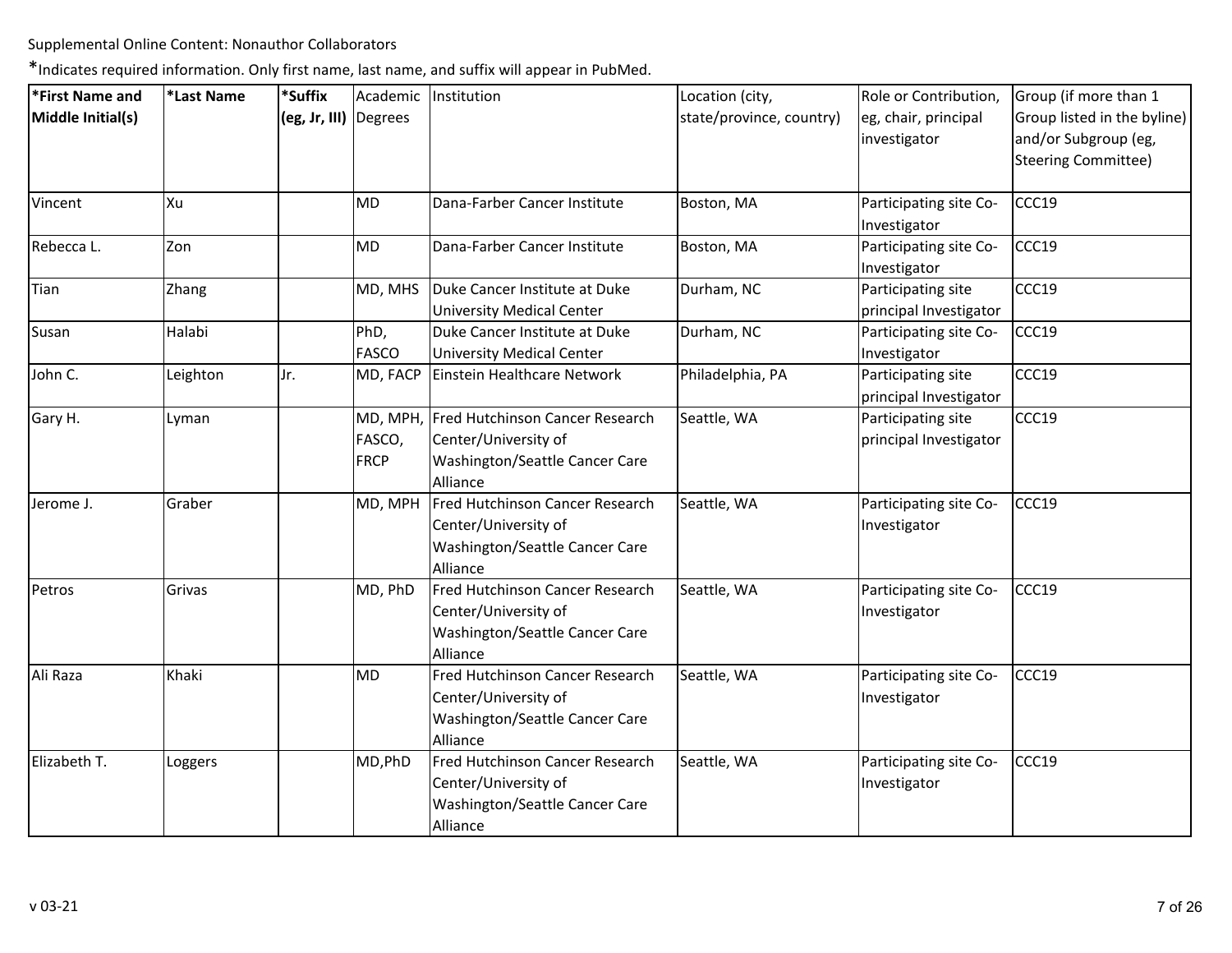Supplemental Online Content: Nonauthor Collaborators

*Indicates required information. Only first name, last name, and suffix will appear in PubMed.

| *First Name and Middle Initial(s) | *Last Name | *Suffix (eg, Jr, III) | Academic Degrees | Institution | Location (city, state/province, country) | Role or Contribution, eg, chair, principal investigator | Group (if more than 1 Group listed in the byline) and/or Subgroup (eg, Steering Committee) |
|---|---|---|---|---|---|---|---|
| Vincent | Xu | | MD | Dana-Farber Cancer Institute | Boston, MA | Participating site Co-Investigator | CCC19 |
| Rebecca L. | Zon | | MD | Dana-Farber Cancer Institute | Boston, MA | Participating site Co-Investigator | CCC19 |
| Tian | Zhang | | MD, MHS | Duke Cancer Institute at Duke University Medical Center | Durham, NC | Participating site principal Investigator | CCC19 |
| Susan | Halabi | | PhD, FASCO | Duke Cancer Institute at Duke University Medical Center | Durham, NC | Participating site Co-Investigator | CCC19 |
| John C. | Leighton | Jr. | MD, FACP | Einstein Healthcare Network | Philadelphia, PA | Participating site principal Investigator | CCC19 |
| Gary H. | Lyman | | MD, MPH, FASCO, FRCP | Fred Hutchinson Cancer Research Center/University of Washington/Seattle Cancer Care Alliance | Seattle, WA | Participating site principal Investigator | CCC19 |
| Jerome J. | Graber | | MD, MPH | Fred Hutchinson Cancer Research Center/University of Washington/Seattle Cancer Care Alliance | Seattle, WA | Participating site Co-Investigator | CCC19 |
| Petros | Grivas | | MD, PhD | Fred Hutchinson Cancer Research Center/University of Washington/Seattle Cancer Care Alliance | Seattle, WA | Participating site Co-Investigator | CCC19 |
| Ali Raza | Khaki | | MD | Fred Hutchinson Cancer Research Center/University of Washington/Seattle Cancer Care Alliance | Seattle, WA | Participating site Co-Investigator | CCC19 |
| Elizabeth T. | Loggers | | MD,PhD | Fred Hutchinson Cancer Research Center/University of Washington/Seattle Cancer Care Alliance | Seattle, WA | Participating site Co-Investigator | CCC19 |

v 03-21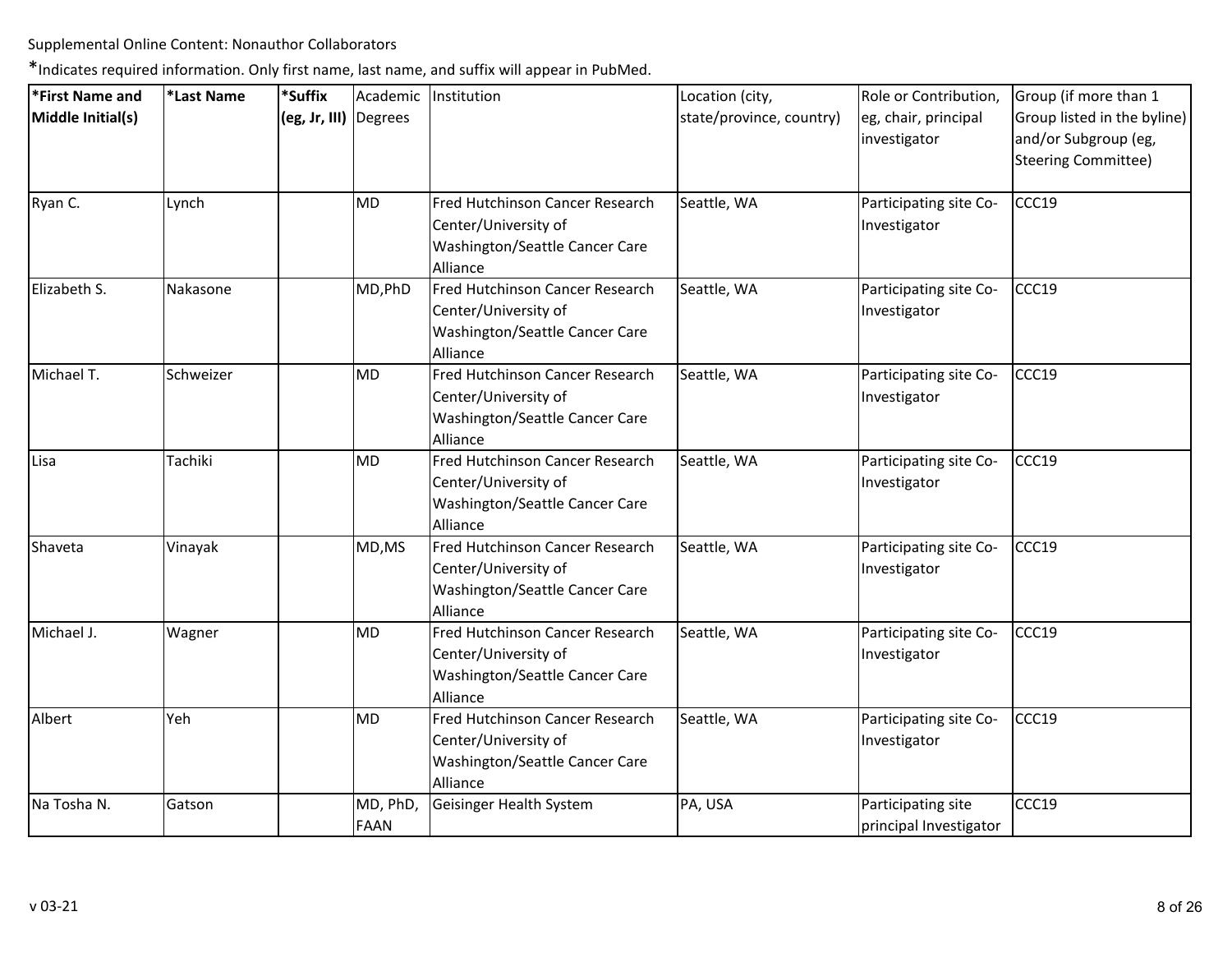Supplemental Online Content: Nonauthor Collaborators

*Indicates required information. Only first name, last name, and suffix will appear in PubMed.

| *First Name and Middle Initial(s) | *Last Name | *Suffix (eg, Jr, III) | Academic Degrees | Institution | Location (city, state/province, country) | Role or Contribution, eg, chair, principal investigator | Group (if more than 1 Group listed in the byline) and/or Subgroup (eg, Steering Committee) |
|---|---|---|---|---|---|---|---|
| Ryan C. | Lynch | | MD | Fred Hutchinson Cancer Research Center/University of Washington/Seattle Cancer Care Alliance | Seattle, WA | Participating site Co-Investigator | CCC19 |
| Elizabeth S. | Nakasone | | MD,PhD | Fred Hutchinson Cancer Research Center/University of Washington/Seattle Cancer Care Alliance | Seattle, WA | Participating site Co-Investigator | CCC19 |
| Michael T. | Schweizer | | MD | Fred Hutchinson Cancer Research Center/University of Washington/Seattle Cancer Care Alliance | Seattle, WA | Participating site Co-Investigator | CCC19 |
| Lisa | Tachiki | | MD | Fred Hutchinson Cancer Research Center/University of Washington/Seattle Cancer Care Alliance | Seattle, WA | Participating site Co-Investigator | CCC19 |
| Shaveta | Vinayak | | MD,MS | Fred Hutchinson Cancer Research Center/University of Washington/Seattle Cancer Care Alliance | Seattle, WA | Participating site Co-Investigator | CCC19 |
| Michael J. | Wagner | | MD | Fred Hutchinson Cancer Research Center/University of Washington/Seattle Cancer Care Alliance | Seattle, WA | Participating site Co-Investigator | CCC19 |
| Albert | Yeh | | MD | Fred Hutchinson Cancer Research Center/University of Washington/Seattle Cancer Care Alliance | Seattle, WA | Participating site Co-Investigator | CCC19 |
| Na Tosha N. | Gatson | | MD, PhD, FAAN | Geisinger Health System | PA, USA | Participating site principal Investigator | CCC19 |

v 03-21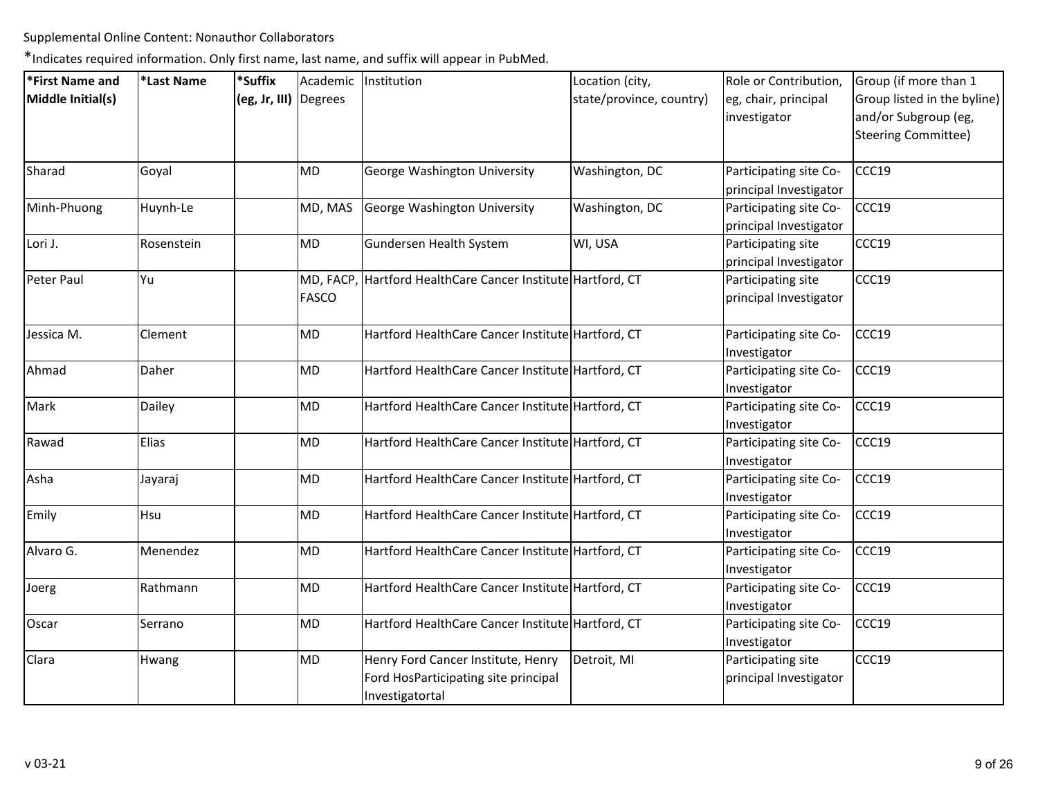Supplemental Online Content: Nonauthor Collaborators

*Indicates required information. Only first name, last name, and suffix will appear in PubMed.

| *First Name and Middle Initial(s) | *Last Name | *Suffix (eg, Jr, III) | Academic Degrees | Institution | Location (city, state/province, country) | Role or Contribution, eg, chair, principal investigator | Group (if more than 1 Group listed in the byline) and/or Subgroup (eg, Steering Committee) |
|---|---|---|---|---|---|---|---|
| Sharad | Goyal | | MD | George Washington University | Washington, DC | Participating site Co-principal Investigator | CCC19 |
| Minh-Phuong | Huynh-Le | | MD, MAS | George Washington University | Washington, DC | Participating site Co-principal Investigator | CCC19 |
| Lori J. | Rosenstein | | MD | Gundersen Health System | WI, USA | Participating site principal Investigator | CCC19 |
| Peter Paul | Yu | | MD, FACP, FASCO | Hartford HealthCare Cancer Institute | Hartford, CT | Participating site principal Investigator | CCC19 |
| Jessica M. | Clement | | MD | Hartford HealthCare Cancer Institute | Hartford, CT | Participating site Co-Investigator | CCC19 |
| Ahmad | Daher | | MD | Hartford HealthCare Cancer Institute | Hartford, CT | Participating site Co-Investigator | CCC19 |
| Mark | Dailey | | MD | Hartford HealthCare Cancer Institute | Hartford, CT | Participating site Co-Investigator | CCC19 |
| Rawad | Elias | | MD | Hartford HealthCare Cancer Institute | Hartford, CT | Participating site Co-Investigator | CCC19 |
| Asha | Jayaraj | | MD | Hartford HealthCare Cancer Institute | Hartford, CT | Participating site Co-Investigator | CCC19 |
| Emily | Hsu | | MD | Hartford HealthCare Cancer Institute | Hartford, CT | Participating site Co-Investigator | CCC19 |
| Alvaro G. | Menendez | | MD | Hartford HealthCare Cancer Institute | Hartford, CT | Participating site Co-Investigator | CCC19 |
| Joerg | Rathmann | | MD | Hartford HealthCare Cancer Institute | Hartford, CT | Participating site Co-Investigator | CCC19 |
| Oscar | Serrano | | MD | Hartford HealthCare Cancer Institute | Hartford, CT | Participating site Co-Investigator | CCC19 |
| Clara | Hwang | | MD | Henry Ford Cancer Institute, Henry Ford HosParticipating site principal Investigatortal | Detroit, MI | Participating site principal Investigator | CCC19 |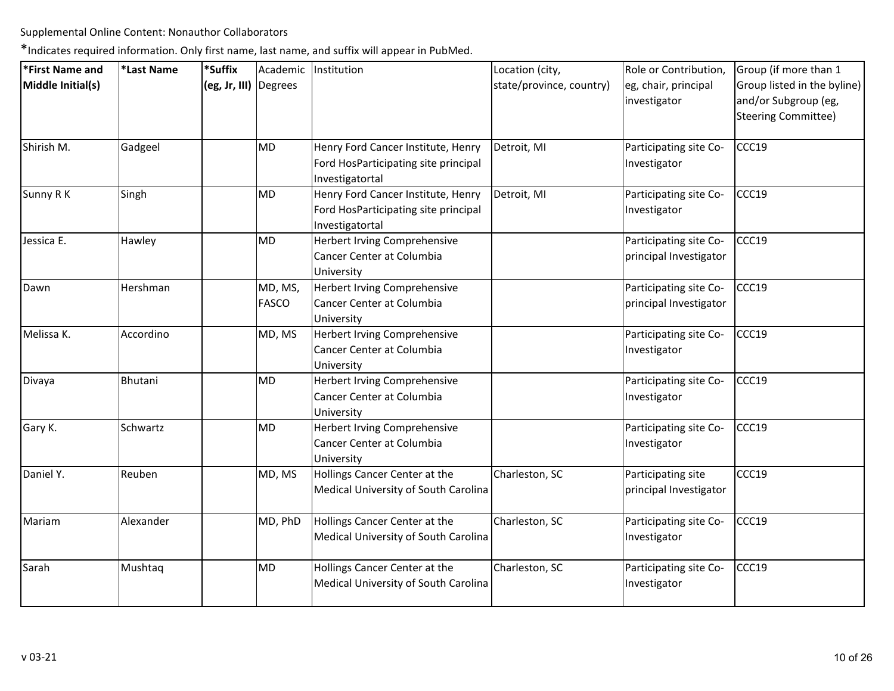Supplemental Online Content: Nonauthor Collaborators

*Indicates required information. Only first name, last name, and suffix will appear in PubMed.

| *First Name and Middle Initial(s) | *Last Name | *Suffix (eg, Jr, III) | Academic Degrees | Institution | Location (city, state/province, country) | Role or Contribution, eg, chair, principal investigator | Group (if more than 1 Group listed in the byline) and/or Subgroup (eg, Steering Committee) |
|---|---|---|---|---|---|---|---|
| Shirish M. | Gadgeel | | MD | Henry Ford Cancer Institute, Henry Ford HosParticipating site principal Investigatortal | Detroit, MI | Participating site Co-Investigator | CCC19 |
| Sunny R K | Singh | | MD | Henry Ford Cancer Institute, Henry Ford HosParticipating site principal Investigatortal | Detroit, MI | Participating site Co-Investigator | CCC19 |
| Jessica E. | Hawley | | MD | Herbert Irving Comprehensive Cancer Center at Columbia University | | Participating site Co-principal Investigator | CCC19 |
| Dawn | Hershman | | MD, MS, FASCO | Herbert Irving Comprehensive Cancer Center at Columbia University | | Participating site Co-principal Investigator | CCC19 |
| Melissa K. | Accordino | | MD, MS | Herbert Irving Comprehensive Cancer Center at Columbia University | | Participating site Co-Investigator | CCC19 |
| Divaya | Bhutani | | MD | Herbert Irving Comprehensive Cancer Center at Columbia University | | Participating site Co-Investigator | CCC19 |
| Gary K. | Schwartz | | MD | Herbert Irving Comprehensive Cancer Center at Columbia University | | Participating site Co-Investigator | CCC19 |
| Daniel Y. | Reuben | | MD, MS | Hollings Cancer Center at the Medical University of South Carolina | Charleston, SC | Participating site principal Investigator | CCC19 |
| Mariam | Alexander | | MD, PhD | Hollings Cancer Center at the Medical University of South Carolina | Charleston, SC | Participating site Co-Investigator | CCC19 |
| Sarah | Mushtaq | | MD | Hollings Cancer Center at the Medical University of South Carolina | Charleston, SC | Participating site Co-Investigator | CCC19 |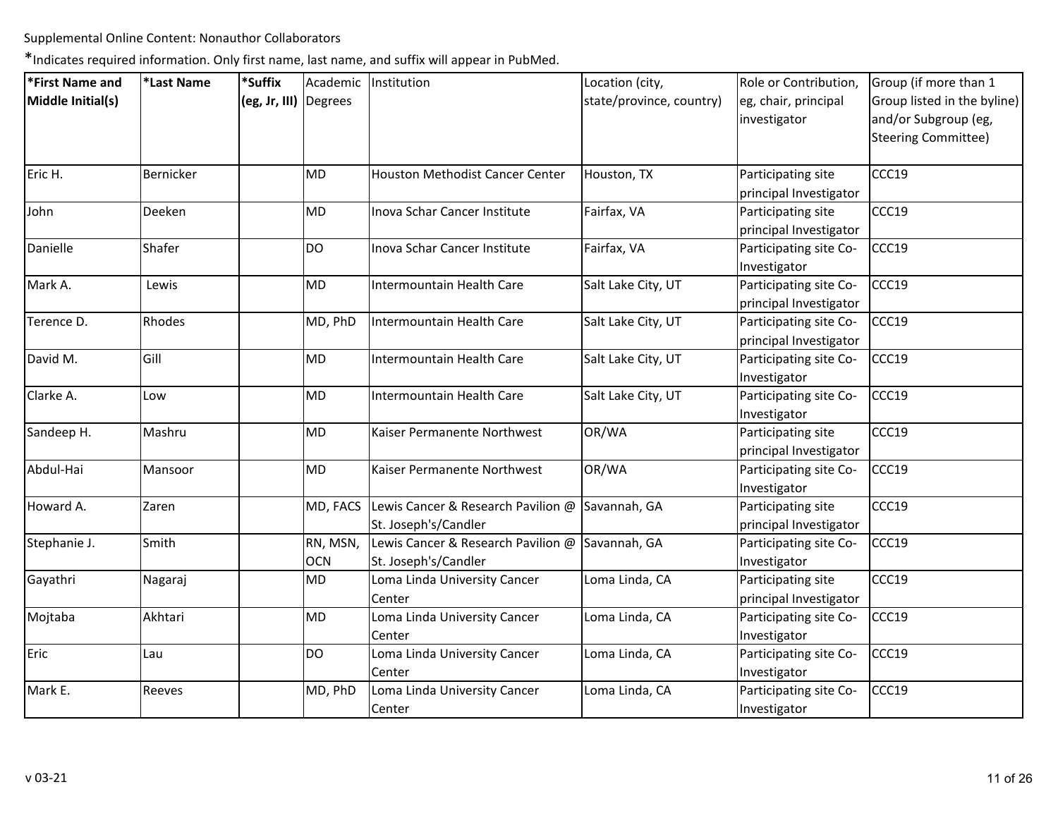Supplemental Online Content: Nonauthor Collaborators

*Indicates required information. Only first name, last name, and suffix will appear in PubMed.

| *First Name and Middle Initial(s) | *Last Name | *Suffix (eg, Jr, III) | Academic Degrees | Institution | Location (city, state/province, country) | Role or Contribution, eg, chair, principal investigator | Group (if more than 1 Group listed in the byline) and/or Subgroup (eg, Steering Committee) |
|---|---|---|---|---|---|---|---|
| Eric H. | Bernicker | | MD | Houston Methodist Cancer Center | Houston, TX | Participating site principal Investigator | CCC19 |
| John | Deeken | | MD | Inova Schar Cancer Institute | Fairfax, VA | Participating site principal Investigator | CCC19 |
| Danielle | Shafer | | DO | Inova Schar Cancer Institute | Fairfax, VA | Participating site Co-Investigator | CCC19 |
| Mark A. | Lewis | | MD | Intermountain Health Care | Salt Lake City, UT | Participating site Co-principal Investigator | CCC19 |
| Terence D. | Rhodes | | MD, PhD | Intermountain Health Care | Salt Lake City, UT | Participating site Co-principal Investigator | CCC19 |
| David M. | Gill | | MD | Intermountain Health Care | Salt Lake City, UT | Participating site Co-Investigator | CCC19 |
| Clarke A. | Low | | MD | Intermountain Health Care | Salt Lake City, UT | Participating site Co-Investigator | CCC19 |
| Sandeep H. | Mashru | | MD | Kaiser Permanente Northwest | OR/WA | Participating site principal Investigator | CCC19 |
| Abdul-Hai | Mansoor | | MD | Kaiser Permanente Northwest | OR/WA | Participating site Co-Investigator | CCC19 |
| Howard A. | Zaren | | MD, FACS | Lewis Cancer & Research Pavilion @ St. Joseph's/Candler | Savannah, GA | Participating site principal Investigator | CCC19 |
| Stephanie J. | Smith | | RN, MSN, OCN | Lewis Cancer & Research Pavilion @ St. Joseph's/Candler | Savannah, GA | Participating site Co-Investigator | CCC19 |
| Gayathri | Nagaraj | | MD | Loma Linda University Cancer Center | Loma Linda, CA | Participating site principal Investigator | CCC19 |
| Mojtaba | Akhtari | | MD | Loma Linda University Cancer Center | Loma Linda, CA | Participating site Co-Investigator | CCC19 |
| Eric | Lau | | DO | Loma Linda University Cancer Center | Loma Linda, CA | Participating site Co-Investigator | CCC19 |
| Mark E. | Reeves | | MD, PhD | Loma Linda University Cancer Center | Loma Linda, CA | Participating site Co-Investigator | CCC19 |

v 03-21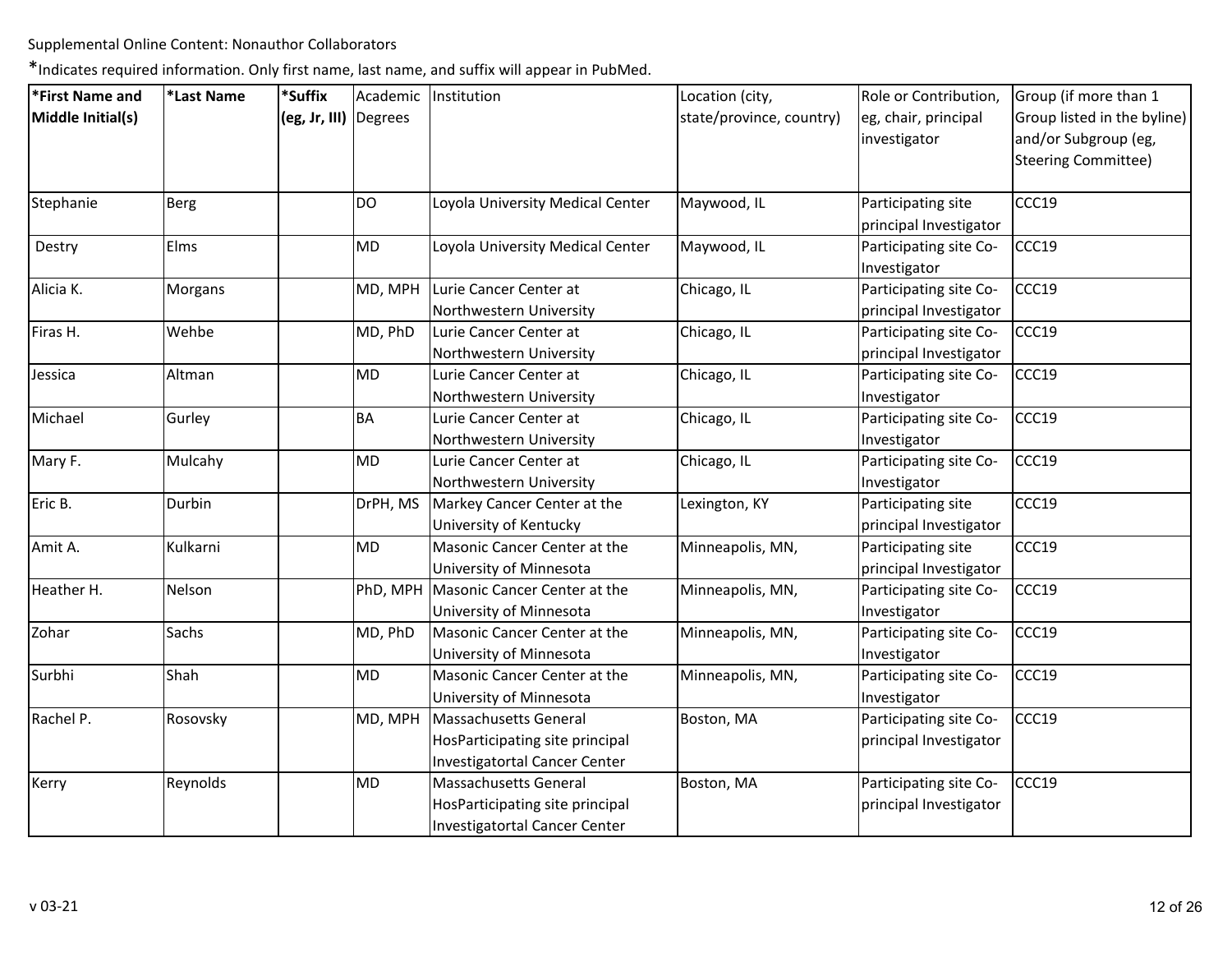Supplemental Online Content: Nonauthor Collaborators

*Indicates required information. Only first name, last name, and suffix will appear in PubMed.

| *First Name and Middle Initial(s) | *Last Name | *Suffix (eg, Jr, III) | Academic Degrees | Institution | Location (city, state/province, country) | Role or Contribution, eg, chair, principal investigator | Group (if more than 1 Group listed in the byline) and/or Subgroup (eg, Steering Committee) |
|---|---|---|---|---|---|---|---|
| Stephanie | Berg | | DO | Loyola University Medical Center | Maywood, IL | Participating site principal Investigator | CCC19 |
| Destry | Elms | | MD | Loyola University Medical Center | Maywood, IL | Participating site Co-Investigator | CCC19 |
| Alicia K. | Morgans | | MD, MPH | Lurie Cancer Center at Northwestern University | Chicago, IL | Participating site Co-principal Investigator | CCC19 |
| Firas H. | Wehbe | | MD, PhD | Lurie Cancer Center at Northwestern University | Chicago, IL | Participating site Co-principal Investigator | CCC19 |
| Jessica | Altman | | MD | Lurie Cancer Center at Northwestern University | Chicago, IL | Participating site Co-Investigator | CCC19 |
| Michael | Gurley | | BA | Lurie Cancer Center at Northwestern University | Chicago, IL | Participating site Co-Investigator | CCC19 |
| Mary F. | Mulcahy | | MD | Lurie Cancer Center at Northwestern University | Chicago, IL | Participating site Co-Investigator | CCC19 |
| Eric B. | Durbin | | DrPH, MS | Markey Cancer Center at the University of Kentucky | Lexington, KY | Participating site principal Investigator | CCC19 |
| Amit A. | Kulkarni | | MD | Masonic Cancer Center at the University of Minnesota | Minneapolis, MN, | Participating site principal Investigator | CCC19 |
| Heather H. | Nelson | | PhD, MPH | Masonic Cancer Center at the University of Minnesota | Minneapolis, MN, | Participating site Co-Investigator | CCC19 |
| Zohar | Sachs | | MD, PhD | Masonic Cancer Center at the University of Minnesota | Minneapolis, MN, | Participating site Co-Investigator | CCC19 |
| Surbhi | Shah | | MD | Masonic Cancer Center at the University of Minnesota | Minneapolis, MN, | Participating site Co-Investigator | CCC19 |
| Rachel P. | Rosovsky | | MD, MPH | Massachusetts General HosParticipating site principal Investigatortal Cancer Center | Boston, MA | Participating site Co-principal Investigator | CCC19 |
| Kerry | Reynolds | | MD | Massachusetts General HosParticipating site principal Investigatortal Cancer Center | Boston, MA | Participating site Co-principal Investigator | CCC19 |

v 03-21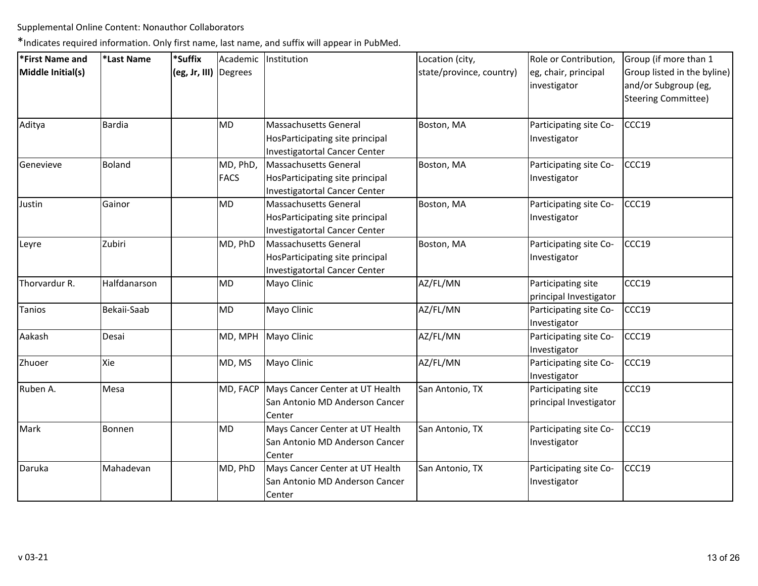Supplemental Online Content: Nonauthor Collaborators

*Indicates required information. Only first name, last name, and suffix will appear in PubMed.

| *First Name and Middle Initial(s) | *Last Name | *Suffix (eg, Jr, III) | Academic Degrees | Institution | Location (city, state/province, country) | Role or Contribution, eg, chair, principal investigator | Group (if more than 1 Group listed in the byline) and/or Subgroup (eg, Steering Committee) |
|---|---|---|---|---|---|---|---|
| Aditya | Bardia | | MD | Massachusetts General HosParticipating site principal Investigatortal Cancer Center | Boston, MA | Participating site Co-Investigator | CCC19 |
| Genevieve | Boland | | MD, PhD, FACS | Massachusetts General HosParticipating site principal Investigatortal Cancer Center | Boston, MA | Participating site Co-Investigator | CCC19 |
| Justin | Gainor | | MD | Massachusetts General HosParticipating site principal Investigatortal Cancer Center | Boston, MA | Participating site Co-Investigator | CCC19 |
| Leyre | Zubiri | | MD, PhD | Massachusetts General HosParticipating site principal Investigatortal Cancer Center | Boston, MA | Participating site Co-Investigator | CCC19 |
| Thorvardur R. | Halfdanarson | | MD | Mayo Clinic | AZ/FL/MN | Participating site principal Investigator | CCC19 |
| Tanios | Bekaii-Saab | | MD | Mayo Clinic | AZ/FL/MN | Participating site Co-Investigator | CCC19 |
| Aakash | Desai | | MD, MPH | Mayo Clinic | AZ/FL/MN | Participating site Co-Investigator | CCC19 |
| Zhuoer | Xie | | MD, MS | Mayo Clinic | AZ/FL/MN | Participating site Co-Investigator | CCC19 |
| Ruben A. | Mesa | | MD, FACP | Mays Cancer Center at UT Health San Antonio MD Anderson Cancer Center | San Antonio, TX | Participating site principal Investigator | CCC19 |
| Mark | Bonnen | | MD | Mays Cancer Center at UT Health San Antonio MD Anderson Cancer Center | San Antonio, TX | Participating site Co-Investigator | CCC19 |
| Daruka | Mahadevan | | MD, PhD | Mays Cancer Center at UT Health San Antonio MD Anderson Cancer Center | San Antonio, TX | Participating site Co-Investigator | CCC19 |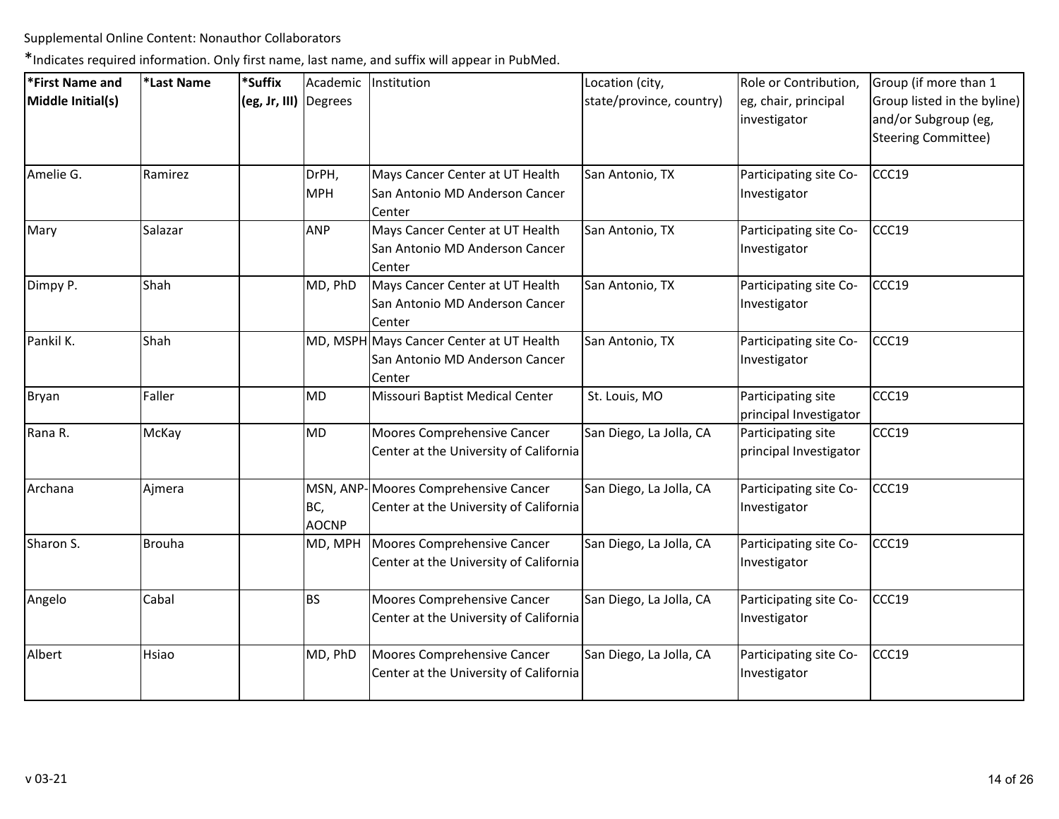Supplemental Online Content: Nonauthor Collaborators

*Indicates required information. Only first name, last name, and suffix will appear in PubMed.

| *First Name and Middle Initial(s) | *Last Name | *Suffix (eg, Jr, III) | Academic Degrees | Institution | Location (city, state/province, country) | Role or Contribution, eg, chair, principal investigator | Group (if more than 1 Group listed in the byline) and/or Subgroup (eg, Steering Committee) |
|---|---|---|---|---|---|---|---|
| Amelie G. | Ramirez | | DrPH, MPH | Mays Cancer Center at UT Health San Antonio MD Anderson Cancer Center | San Antonio, TX | Participating site Co-Investigator | CCC19 |
| Mary | Salazar | | ANP | Mays Cancer Center at UT Health San Antonio MD Anderson Cancer Center | San Antonio, TX | Participating site Co-Investigator | CCC19 |
| Dimpy P. | Shah | | MD, PhD | Mays Cancer Center at UT Health San Antonio MD Anderson Cancer Center | San Antonio, TX | Participating site Co-Investigator | CCC19 |
| Pankil K. | Shah | | MD, MSPH | Mays Cancer Center at UT Health San Antonio MD Anderson Cancer Center | San Antonio, TX | Participating site Co-Investigator | CCC19 |
| Bryan | Faller | | MD | Missouri Baptist Medical Center | St. Louis, MO | Participating site principal Investigator | CCC19 |
| Rana R. | McKay | | MD | Moores Comprehensive Cancer Center at the University of California | San Diego, La Jolla, CA | Participating site principal Investigator | CCC19 |
| Archana | Ajmera | | MSN, ANP-BC, AOCNP | Moores Comprehensive Cancer Center at the University of California | San Diego, La Jolla, CA | Participating site Co-Investigator | CCC19 |
| Sharon S. | Brouha | | MD, MPH | Moores Comprehensive Cancer Center at the University of California | San Diego, La Jolla, CA | Participating site Co-Investigator | CCC19 |
| Angelo | Cabal | | BS | Moores Comprehensive Cancer Center at the University of California | San Diego, La Jolla, CA | Participating site Co-Investigator | CCC19 |
| Albert | Hsiao | | MD, PhD | Moores Comprehensive Cancer Center at the University of California | San Diego, La Jolla, CA | Participating site Co-Investigator | CCC19 |

v 03-21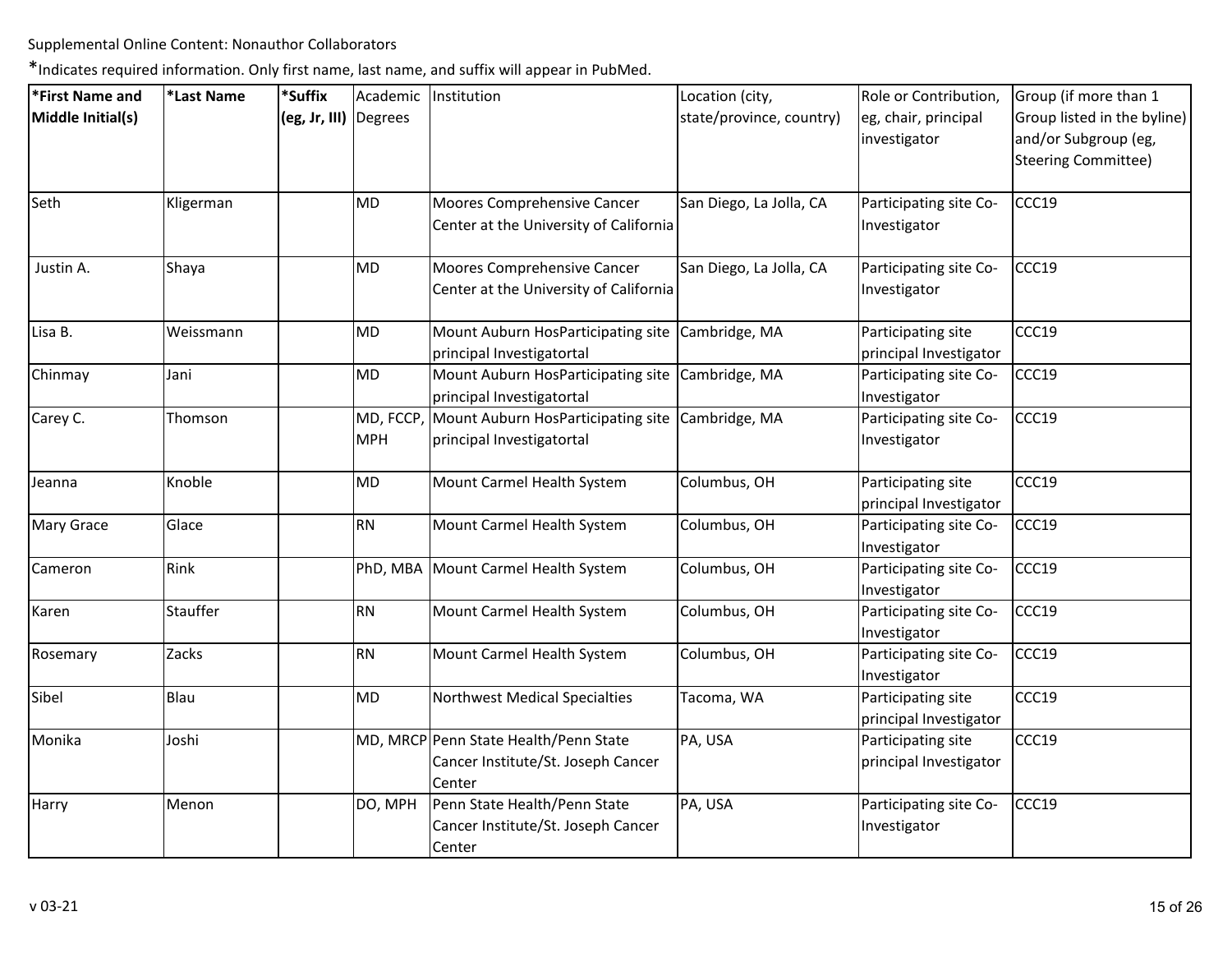Supplemental Online Content: Nonauthor Collaborators

*Indicates required information. Only first name, last name, and suffix will appear in PubMed.

| *First Name and Middle Initial(s) | *Last Name | *Suffix (eg, Jr, III) | Academic Degrees | Institution | Location (city, state/province, country) | Role or Contribution, eg, chair, principal investigator | Group (if more than 1 Group listed in the byline) and/or Subgroup (eg, Steering Committee) |
|---|---|---|---|---|---|---|---|
| Seth | Kligerman | | MD | Moores Comprehensive Cancer Center at the University of California | San Diego, La Jolla, CA | Participating site Co-Investigator | CCC19 |
| Justin A. | Shaya | | MD | Moores Comprehensive Cancer Center at the University of California | San Diego, La Jolla, CA | Participating site Co-Investigator | CCC19 |
| Lisa B. | Weissmann | | MD | Mount Auburn HosParticipating site principal Investigatortal | Cambridge, MA | Participating site principal Investigator | CCC19 |
| Chinmay | Jani | | MD | Mount Auburn HosParticipating site principal Investigatortal | Cambridge, MA | Participating site Co-Investigator | CCC19 |
| Carey C. | Thomson | | MD, FCCP, MPH | Mount Auburn HosParticipating site principal Investigatortal | Cambridge, MA | Participating site Co-Investigator | CCC19 |
| Jeanna | Knoble | | MD | Mount Carmel Health System | Columbus, OH | Participating site principal Investigator | CCC19 |
| Mary Grace | Glace | | RN | Mount Carmel Health System | Columbus, OH | Participating site Co-Investigator | CCC19 |
| Cameron | Rink | | PhD, MBA | Mount Carmel Health System | Columbus, OH | Participating site Co-Investigator | CCC19 |
| Karen | Stauffer | | RN | Mount Carmel Health System | Columbus, OH | Participating site Co-Investigator | CCC19 |
| Rosemary | Zacks | | RN | Mount Carmel Health System | Columbus, OH | Participating site Co-Investigator | CCC19 |
| Sibel | Blau | | MD | Northwest Medical Specialties | Tacoma, WA | Participating site principal Investigator | CCC19 |
| Monika | Joshi | | MD, MRCP | Penn State Health/Penn State Cancer Institute/St. Joseph Cancer Center | PA, USA | Participating site principal Investigator | CCC19 |
| Harry | Menon | | DO, MPH | Penn State Health/Penn State Cancer Institute/St. Joseph Cancer Center | PA, USA | Participating site Co-Investigator | CCC19 |

v 03-21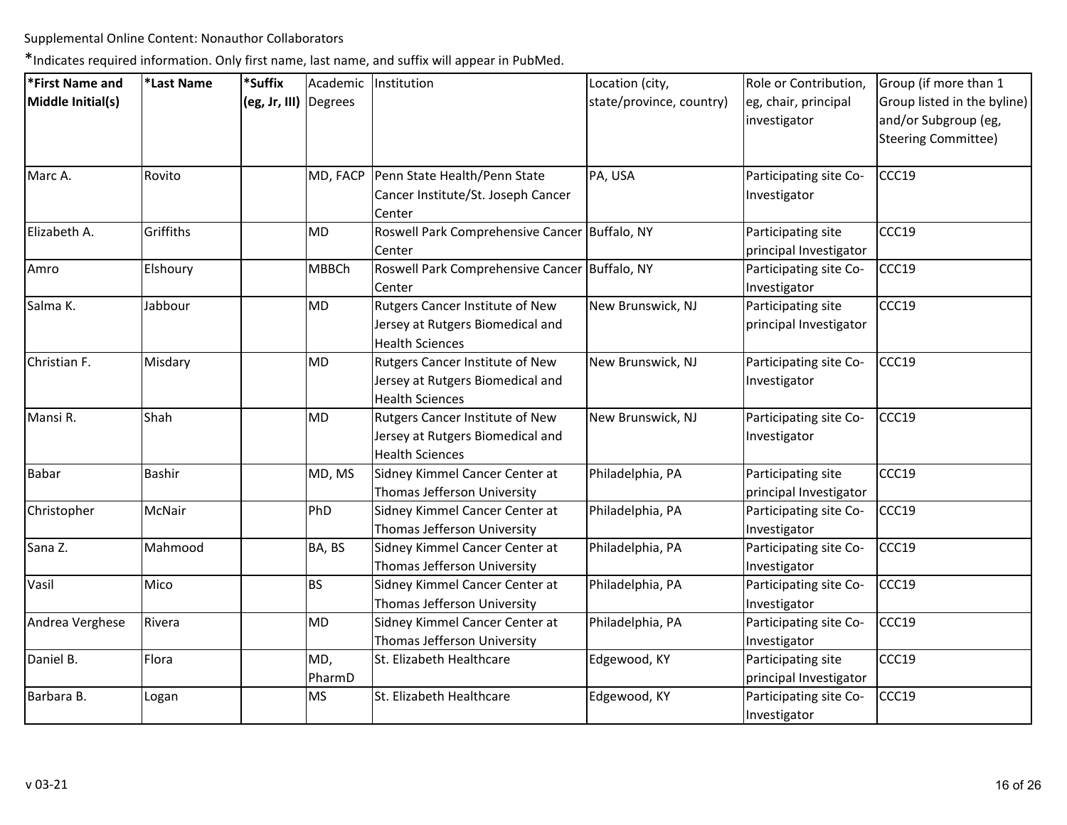Supplemental Online Content: Nonauthor Collaborators

*Indicates required information. Only first name, last name, and suffix will appear in PubMed.

| *First Name and Middle Initial(s) | *Last Name | *Suffix (eg, Jr, III) | Academic Degrees | Institution | Location (city, state/province, country) | Role or Contribution, eg, chair, principal investigator | Group (if more than 1 Group listed in the byline) and/or Subgroup (eg, Steering Committee) |
|---|---|---|---|---|---|---|---|
| Marc A. | Rovito | | MD, FACP | Penn State Health/Penn State Cancer Institute/St. Joseph Cancer Center | PA, USA | Participating site Co-Investigator | CCC19 |
| Elizabeth A. | Griffiths | | MD | Roswell Park Comprehensive Cancer Center | Buffalo, NY | Participating site principal Investigator | CCC19 |
| Amro | Elshoury | | MBBCh | Roswell Park Comprehensive Cancer Center | Buffalo, NY | Participating site Co-Investigator | CCC19 |
| Salma K. | Jabbour | | MD | Rutgers Cancer Institute of New Jersey at Rutgers Biomedical and Health Sciences | New Brunswick, NJ | Participating site principal Investigator | CCC19 |
| Christian F. | Misdary | | MD | Rutgers Cancer Institute of New Jersey at Rutgers Biomedical and Health Sciences | New Brunswick, NJ | Participating site Co-Investigator | CCC19 |
| Mansi R. | Shah | | MD | Rutgers Cancer Institute of New Jersey at Rutgers Biomedical and Health Sciences | New Brunswick, NJ | Participating site Co-Investigator | CCC19 |
| Babar | Bashir | | MD, MS | Sidney Kimmel Cancer Center at Thomas Jefferson University | Philadelphia, PA | Participating site principal Investigator | CCC19 |
| Christopher | McNair | | PhD | Sidney Kimmel Cancer Center at Thomas Jefferson University | Philadelphia, PA | Participating site Co-Investigator | CCC19 |
| Sana Z. | Mahmood | | BA, BS | Sidney Kimmel Cancer Center at Thomas Jefferson University | Philadelphia, PA | Participating site Co-Investigator | CCC19 |
| Vasil | Mico | | BS | Sidney Kimmel Cancer Center at Thomas Jefferson University | Philadelphia, PA | Participating site Co-Investigator | CCC19 |
| Andrea Verghese | Rivera | | MD | Sidney Kimmel Cancer Center at Thomas Jefferson University | Philadelphia, PA | Participating site Co-Investigator | CCC19 |
| Daniel B. | Flora | | MD, PharmD | St. Elizabeth Healthcare | Edgewood, KY | Participating site principal Investigator | CCC19 |
| Barbara B. | Logan | | MS | St. Elizabeth Healthcare | Edgewood, KY | Participating site Co-Investigator | CCC19 |

v 03-21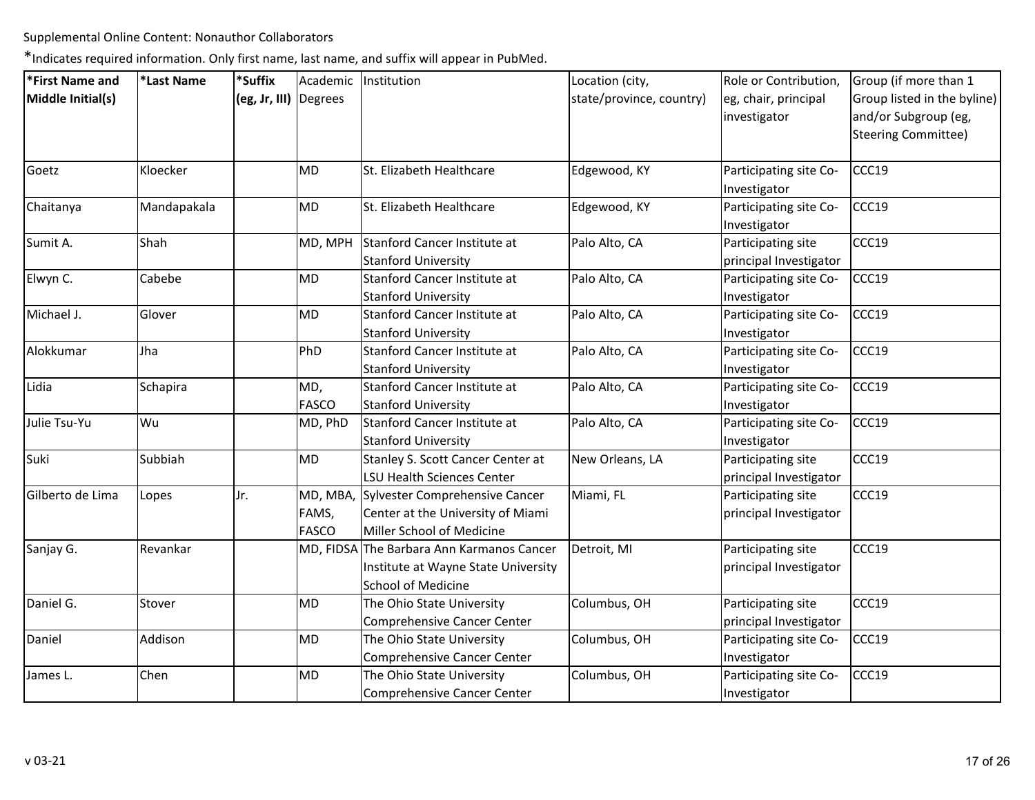Supplemental Online Content: Nonauthor Collaborators

*Indicates required information. Only first name, last name, and suffix will appear in PubMed.

| *First Name and Middle Initial(s) | *Last Name | *Suffix (eg, Jr, III) | Academic Degrees | Institution | Location (city, state/province, country) | Role or Contribution, eg, chair, principal investigator | Group (if more than 1 Group listed in the byline) and/or Subgroup (eg, Steering Committee) |
|---|---|---|---|---|---|---|---|
| Goetz | Kloecker | | MD | St. Elizabeth Healthcare | Edgewood, KY | Participating site Co-Investigator | CCC19 |
| Chaitanya | Mandapakala | | MD | St. Elizabeth Healthcare | Edgewood, KY | Participating site Co-Investigator | CCC19 |
| Sumit A. | Shah | | MD, MPH | Stanford Cancer Institute at Stanford University | Palo Alto, CA | Participating site principal Investigator | CCC19 |
| Elwyn C. | Cabebe | | MD | Stanford Cancer Institute at Stanford University | Palo Alto, CA | Participating site Co-Investigator | CCC19 |
| Michael J. | Glover | | MD | Stanford Cancer Institute at Stanford University | Palo Alto, CA | Participating site Co-Investigator | CCC19 |
| Alokkumar | Jha | | PhD | Stanford Cancer Institute at Stanford University | Palo Alto, CA | Participating site Co-Investigator | CCC19 |
| Lidia | Schapira | | MD, FASCO | Stanford Cancer Institute at Stanford University | Palo Alto, CA | Participating site Co-Investigator | CCC19 |
| Julie Tsu-Yu | Wu | | MD, PhD | Stanford Cancer Institute at Stanford University | Palo Alto, CA | Participating site Co-Investigator | CCC19 |
| Suki | Subbiah | | MD | Stanley S. Scott Cancer Center at LSU Health Sciences Center | New Orleans, LA | Participating site principal Investigator | CCC19 |
| Gilberto de Lima | Lopes | Jr. | MD, MBA, FAMS, FASCO | Sylvester Comprehensive Cancer Center at the University of Miami Miller School of Medicine | Miami, FL | Participating site principal Investigator | CCC19 |
| Sanjay G. | Revankar | | MD, FIDSA | The Barbara Ann Karmanos Cancer Institute at Wayne State University School of Medicine | Detroit, MI | Participating site principal Investigator | CCC19 |
| Daniel G. | Stover | | MD | The Ohio State University Comprehensive Cancer Center | Columbus, OH | Participating site principal Investigator | CCC19 |
| Daniel | Addison | | MD | The Ohio State University Comprehensive Cancer Center | Columbus, OH | Participating site Co-Investigator | CCC19 |
| James L. | Chen | | MD | The Ohio State University Comprehensive Cancer Center | Columbus, OH | Participating site Co-Investigator | CCC19 |

v 03-21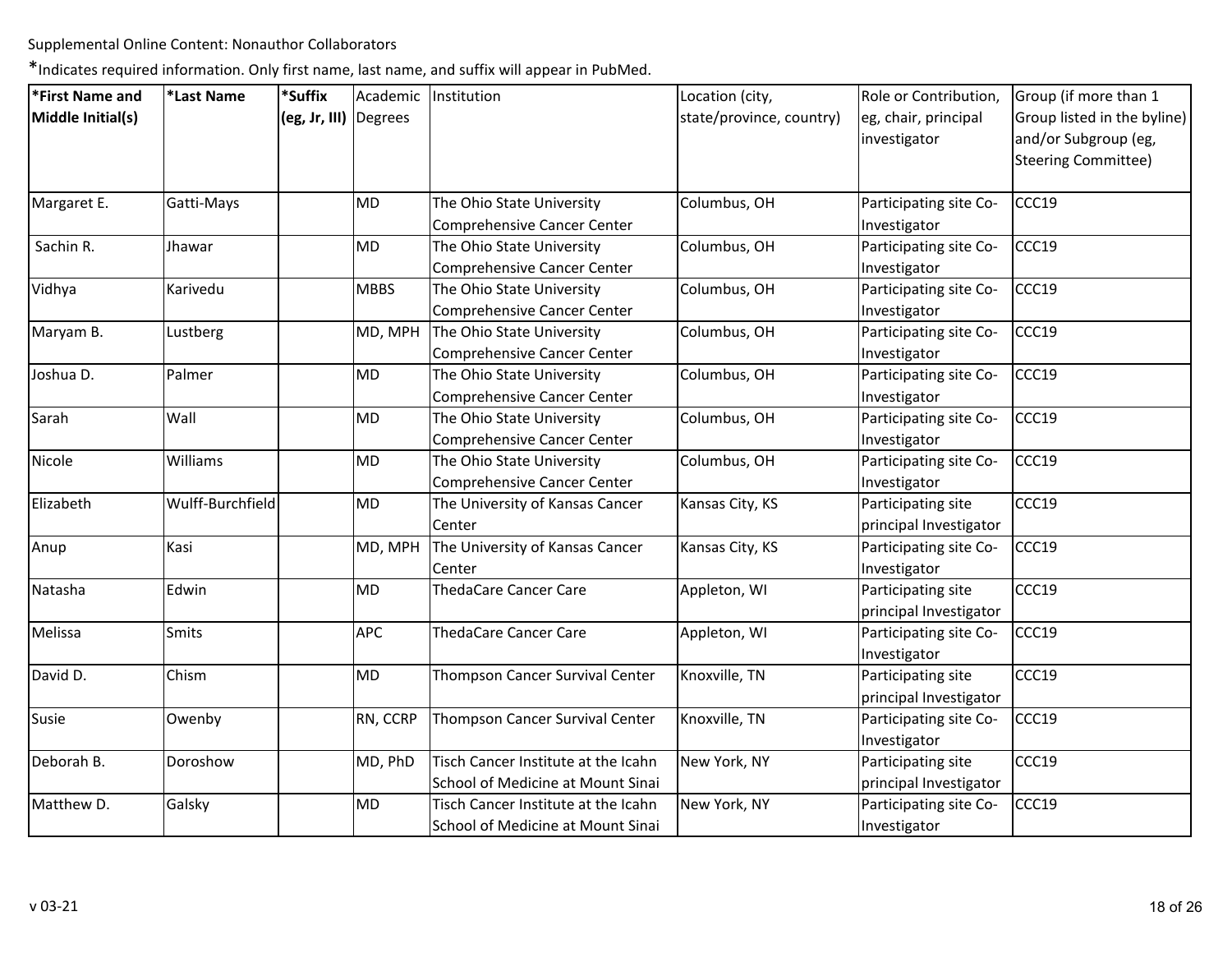Supplemental Online Content: Nonauthor Collaborators

*Indicates required information. Only first name, last name, and suffix will appear in PubMed.

| *First Name and Middle Initial(s) | *Last Name | *Suffix (eg, Jr, III) | Academic Degrees | Institution | Location (city, state/province, country) | Role or Contribution, eg, chair, principal investigator | Group (if more than 1 Group listed in the byline) and/or Subgroup (eg, Steering Committee) |
|---|---|---|---|---|---|---|---|
| Margaret E. | Gatti-Mays | | MD | The Ohio State University Comprehensive Cancer Center | Columbus, OH | Participating site Co-Investigator | CCC19 |
| Sachin R. | Jhawar | | MD | The Ohio State University Comprehensive Cancer Center | Columbus, OH | Participating site Co-Investigator | CCC19 |
| Vidhya | Karivedu | | MBBS | The Ohio State University Comprehensive Cancer Center | Columbus, OH | Participating site Co-Investigator | CCC19 |
| Maryam B. | Lustberg | | MD, MPH | The Ohio State University Comprehensive Cancer Center | Columbus, OH | Participating site Co-Investigator | CCC19 |
| Joshua D. | Palmer | | MD | The Ohio State University Comprehensive Cancer Center | Columbus, OH | Participating site Co-Investigator | CCC19 |
| Sarah | Wall | | MD | The Ohio State University Comprehensive Cancer Center | Columbus, OH | Participating site Co-Investigator | CCC19 |
| Nicole | Williams | | MD | The Ohio State University Comprehensive Cancer Center | Columbus, OH | Participating site Co-Investigator | CCC19 |
| Elizabeth | Wulff-Burchfield | | MD | The University of Kansas Cancer Center | Kansas City, KS | Participating site principal Investigator | CCC19 |
| Anup | Kasi | | MD, MPH | The University of Kansas Cancer Center | Kansas City, KS | Participating site Co-Investigator | CCC19 |
| Natasha | Edwin | | MD | ThedaCare Cancer Care | Appleton, WI | Participating site principal Investigator | CCC19 |
| Melissa | Smits | | APC | ThedaCare Cancer Care | Appleton, WI | Participating site Co-Investigator | CCC19 |
| David D. | Chism | | MD | Thompson Cancer Survival Center | Knoxville, TN | Participating site principal Investigator | CCC19 |
| Susie | Owenby | | RN, CCRP | Thompson Cancer Survival Center | Knoxville, TN | Participating site Co-Investigator | CCC19 |
| Deborah B. | Doroshow | | MD, PhD | Tisch Cancer Institute at the Icahn School of Medicine at Mount Sinai | New York, NY | Participating site principal Investigator | CCC19 |
| Matthew D. | Galsky | | MD | Tisch Cancer Institute at the Icahn School of Medicine at Mount Sinai | New York, NY | Participating site Co-Investigator | CCC19 |

v 03-21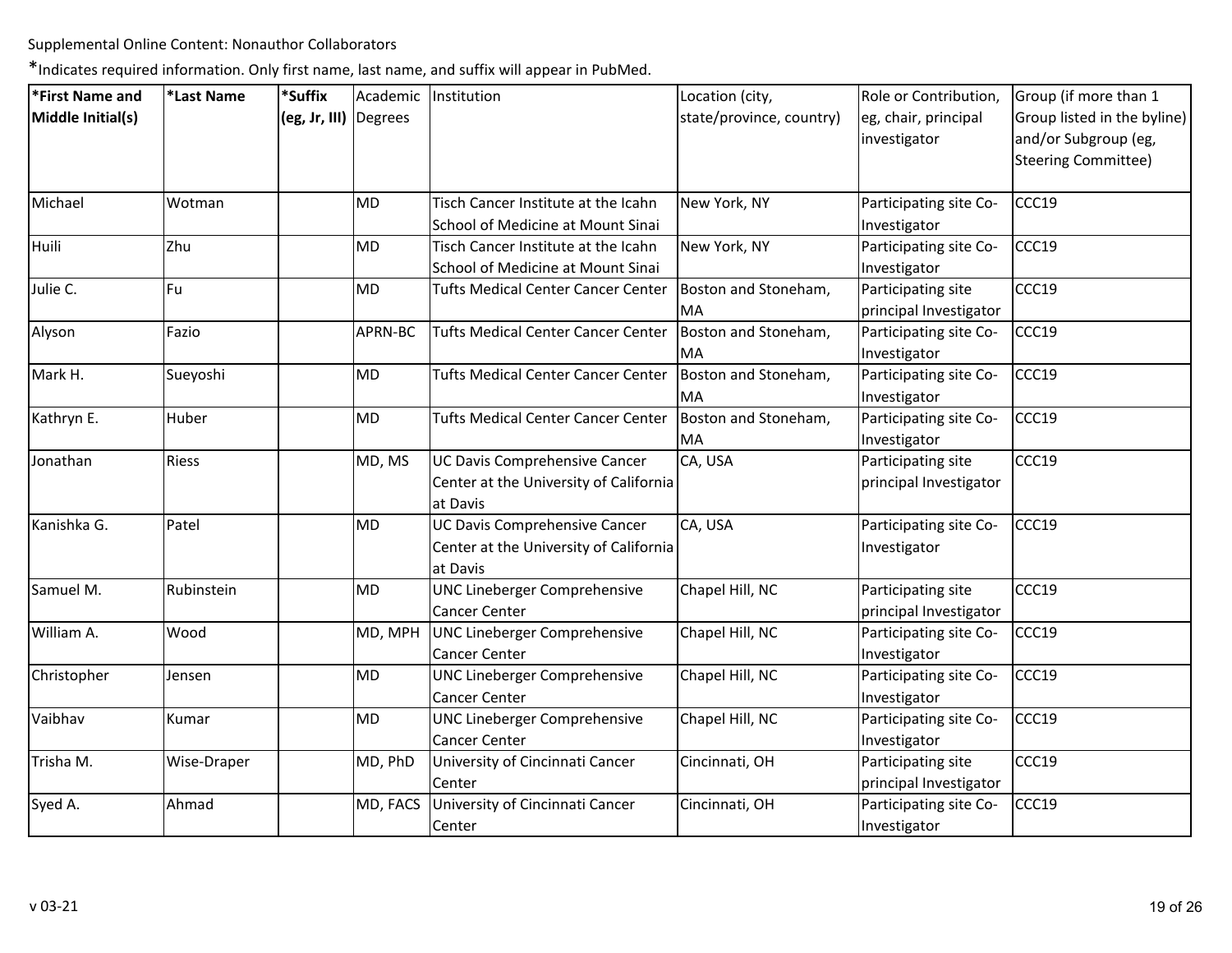Supplemental Online Content: Nonauthor Collaborators

*Indicates required information. Only first name, last name, and suffix will appear in PubMed.

| *First Name and Middle Initial(s) | *Last Name | *Suffix (eg, Jr, III) | Academic Degrees | Institution | Location (city, state/province, country) | Role or Contribution, eg, chair, principal investigator | Group (if more than 1 Group listed in the byline) and/or Subgroup (eg, Steering Committee) |
|---|---|---|---|---|---|---|---|
| Michael | Wotman | | MD | Tisch Cancer Institute at the Icahn School of Medicine at Mount Sinai | New York, NY | Participating site Co-Investigator | CCC19 |
| Huili | Zhu | | MD | Tisch Cancer Institute at the Icahn School of Medicine at Mount Sinai | New York, NY | Participating site Co-Investigator | CCC19 |
| Julie C. | Fu | | MD | Tufts Medical Center Cancer Center | Boston and Stoneham, MA | Participating site principal Investigator | CCC19 |
| Alyson | Fazio | | APRN-BC | Tufts Medical Center Cancer Center | Boston and Stoneham, MA | Participating site Co-Investigator | CCC19 |
| Mark H. | Sueyoshi | | MD | Tufts Medical Center Cancer Center | Boston and Stoneham, MA | Participating site Co-Investigator | CCC19 |
| Kathryn E. | Huber | | MD | Tufts Medical Center Cancer Center | Boston and Stoneham, MA | Participating site Co-Investigator | CCC19 |
| Jonathan | Riess | | MD, MS | UC Davis Comprehensive Cancer Center at the University of California at Davis | CA, USA | Participating site principal Investigator | CCC19 |
| Kanishka G. | Patel | | MD | UC Davis Comprehensive Cancer Center at the University of California at Davis | CA, USA | Participating site Co-Investigator | CCC19 |
| Samuel M. | Rubinstein | | MD | UNC Lineberger Comprehensive Cancer Center | Chapel Hill, NC | Participating site principal Investigator | CCC19 |
| William A. | Wood | | MD, MPH | UNC Lineberger Comprehensive Cancer Center | Chapel Hill, NC | Participating site Co-Investigator | CCC19 |
| Christopher | Jensen | | MD | UNC Lineberger Comprehensive Cancer Center | Chapel Hill, NC | Participating site Co-Investigator | CCC19 |
| Vaibhav | Kumar | | MD | UNC Lineberger Comprehensive Cancer Center | Chapel Hill, NC | Participating site Co-Investigator | CCC19 |
| Trisha M. | Wise-Draper | | MD, PhD | University of Cincinnati Cancer Center | Cincinnati, OH | Participating site principal Investigator | CCC19 |
| Syed A. | Ahmad | | MD, FACS | University of Cincinnati Cancer Center | Cincinnati, OH | Participating site Co-Investigator | CCC19 |

v 03-21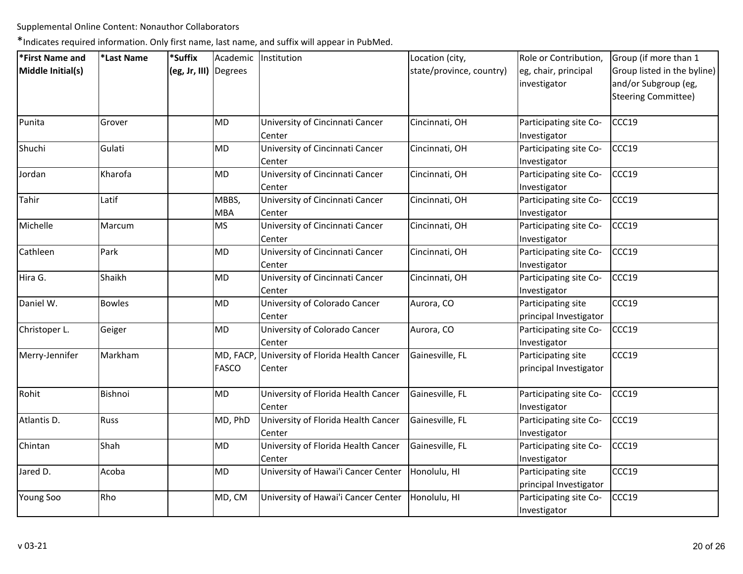Supplemental Online Content: Nonauthor Collaborators

*Indicates required information. Only first name, last name, and suffix will appear in PubMed.

| *First Name and Middle Initial(s) | *Last Name | *Suffix (eg, Jr, III) | Academic Degrees | Institution | Location (city, state/province, country) | Role or Contribution, eg, chair, principal investigator | Group (if more than 1 Group listed in the byline) and/or Subgroup (eg, Steering Committee) |
|---|---|---|---|---|---|---|---|
| Punita | Grover | | MD | University of Cincinnati Cancer Center | Cincinnati, OH | Participating site Co-Investigator | CCC19 |
| Shuchi | Gulati | | MD | University of Cincinnati Cancer Center | Cincinnati, OH | Participating site Co-Investigator | CCC19 |
| Jordan | Kharofa | | MD | University of Cincinnati Cancer Center | Cincinnati, OH | Participating site Co-Investigator | CCC19 |
| Tahir | Latif | | MBBS, MBA | University of Cincinnati Cancer Center | Cincinnati, OH | Participating site Co-Investigator | CCC19 |
| Michelle | Marcum | | MS | University of Cincinnati Cancer Center | Cincinnati, OH | Participating site Co-Investigator | CCC19 |
| Cathleen | Park | | MD | University of Cincinnati Cancer Center | Cincinnati, OH | Participating site Co-Investigator | CCC19 |
| Hira G. | Shaikh | | MD | University of Cincinnati Cancer Center | Cincinnati, OH | Participating site Co-Investigator | CCC19 |
| Daniel W. | Bowles | | MD | University of Colorado Cancer Center | Aurora, CO | Participating site principal Investigator | CCC19 |
| Christoper L. | Geiger | | MD | University of Colorado Cancer Center | Aurora, CO | Participating site Co-Investigator | CCC19 |
| Merry-Jennifer | Markham | | MD, FACP, FASCO | University of Florida Health Cancer Center | Gainesville, FL | Participating site principal Investigator | CCC19 |
| Rohit | Bishnoi | | MD | University of Florida Health Cancer Center | Gainesville, FL | Participating site Co-Investigator | CCC19 |
| Atlantis D. | Russ | | MD, PhD | University of Florida Health Cancer Center | Gainesville, FL | Participating site Co-Investigator | CCC19 |
| Chintan | Shah | | MD | University of Florida Health Cancer Center | Gainesville, FL | Participating site Co-Investigator | CCC19 |
| Jared D. | Acoba | | MD | University of Hawai'i Cancer Center | Honolulu, HI | Participating site principal Investigator | CCC19 |
| Young Soo | Rho | | MD, CM | University of Hawai'i Cancer Center | Honolulu, HI | Participating site Co-Investigator | CCC19 |

v 03-21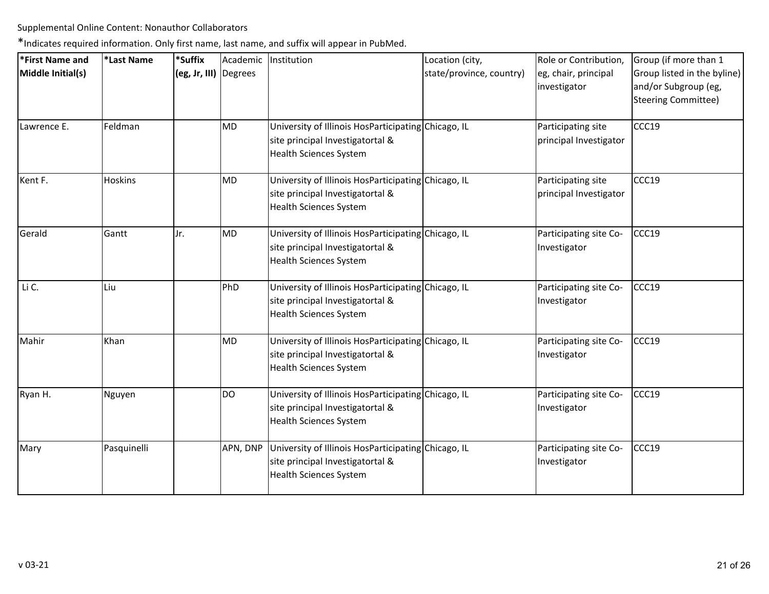Supplemental Online Content: Nonauthor Collaborators

*Indicates required information. Only first name, last name, and suffix will appear in PubMed.

| *First Name and Middle Initial(s) | *Last Name | *Suffix (eg, Jr, III) | Academic Degrees | Institution | Location (city, state/province, country) | Role or Contribution, eg, chair, principal investigator | Group (if more than 1 Group listed in the byline) and/or Subgroup (eg, Steering Committee) |
|---|---|---|---|---|---|---|---|
| Lawrence E. | Feldman | | MD | University of Illinois HosParticipating site principal Investigatortal & Health Sciences System | Chicago, IL | Participating site principal Investigator | CCC19 |
| Kent F. | Hoskins | | MD | University of Illinois HosParticipating site principal Investigatortal & Health Sciences System | Chicago, IL | Participating site principal Investigator | CCC19 |
| Gerald | Gantt | Jr. | MD | University of Illinois HosParticipating site principal Investigatortal & Health Sciences System | Chicago, IL | Participating site Co-Investigator | CCC19 |
| Li C. | Liu | | PhD | University of Illinois HosParticipating site principal Investigatortal & Health Sciences System | Chicago, IL | Participating site Co-Investigator | CCC19 |
| Mahir | Khan | | MD | University of Illinois HosParticipating site principal Investigatortal & Health Sciences System | Chicago, IL | Participating site Co-Investigator | CCC19 |
| Ryan H. | Nguyen | | DO | University of Illinois HosParticipating site principal Investigatortal & Health Sciences System | Chicago, IL | Participating site Co-Investigator | CCC19 |
| Mary | Pasquinelli | | APN, DNP | University of Illinois HosParticipating site principal Investigatortal & Health Sciences System | Chicago, IL | Participating site Co-Investigator | CCC19 |

v 03-21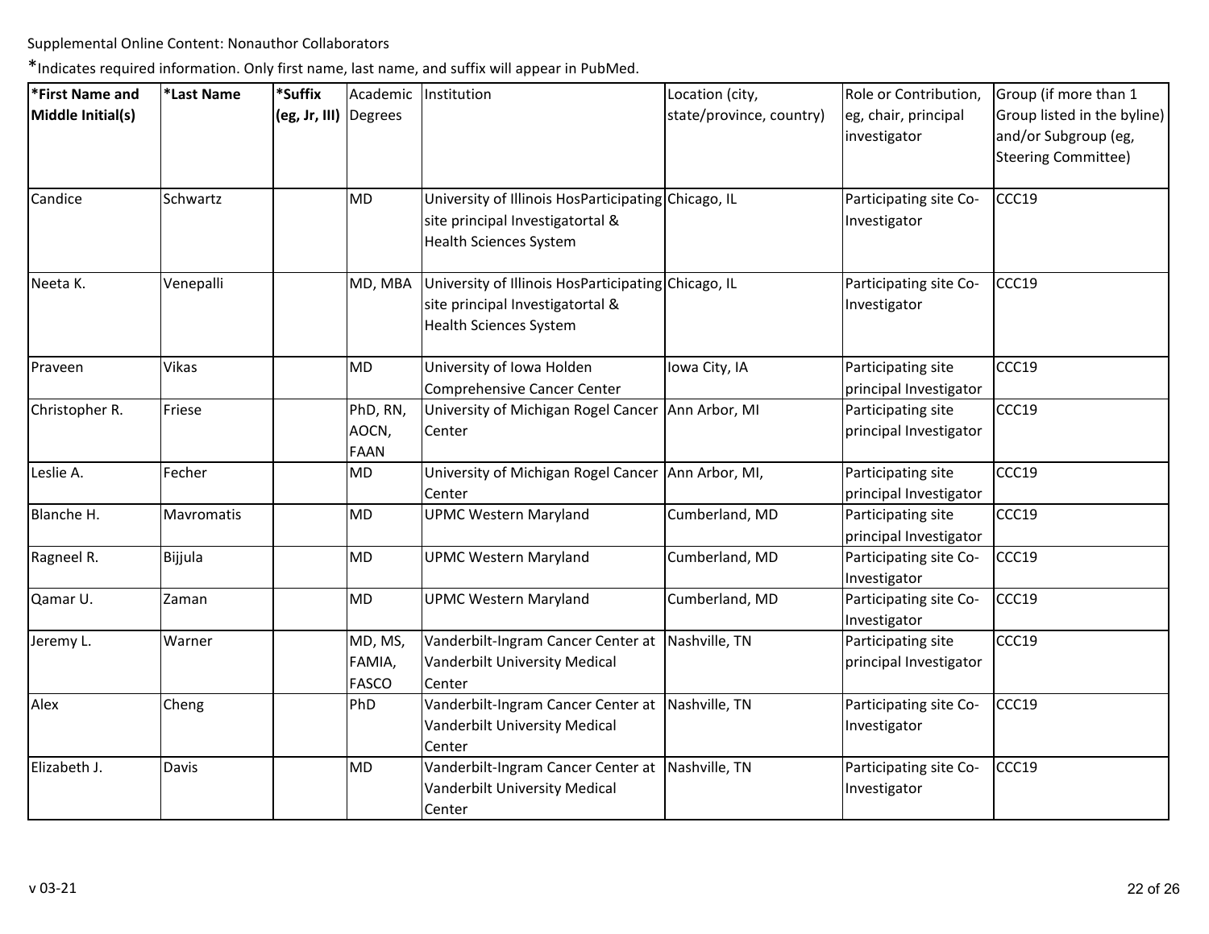Supplemental Online Content: Nonauthor Collaborators

*Indicates required information. Only first name, last name, and suffix will appear in PubMed.

| *First Name and Middle Initial(s) | *Last Name | *Suffix (eg, Jr, III) | Academic Degrees | Institution | Location (city, state/province, country) | Role or Contribution, eg, chair, principal investigator | Group (if more than 1 Group listed in the byline) and/or Subgroup (eg, Steering Committee) |
|---|---|---|---|---|---|---|---|
| Candice | Schwartz | | MD | University of Illinois HosParticipating site principal Investigatortal & Health Sciences System | Chicago, IL | Participating site Co-Investigator | CCC19 |
| Neeta K. | Venepalli | | MD, MBA | University of Illinois HosParticipating site principal Investigatortal & Health Sciences System | Chicago, IL | Participating site Co-Investigator | CCC19 |
| Praveen | Vikas | | MD | University of Iowa Holden Comprehensive Cancer Center | Iowa City, IA | Participating site principal Investigator | CCC19 |
| Christopher R. | Friese | | PhD, RN, AOCN, FAAN | University of Michigan Rogel Cancer Center | Ann Arbor, MI | Participating site principal Investigator | CCC19 |
| Leslie A. | Fecher | | MD | University of Michigan Rogel Cancer Center | Ann Arbor, MI, | Participating site principal Investigator | CCC19 |
| Blanche H. | Mavromatis | | MD | UPMC Western Maryland | Cumberland, MD | Participating site principal Investigator | CCC19 |
| Ragneel R. | Bijjula | | MD | UPMC Western Maryland | Cumberland, MD | Participating site Co-Investigator | CCC19 |
| Qamar U. | Zaman | | MD | UPMC Western Maryland | Cumberland, MD | Participating site Co-Investigator | CCC19 |
| Jeremy L. | Warner | | MD, MS, FAMIA, FASCO | Vanderbilt-Ingram Cancer Center at Vanderbilt University Medical Center | Nashville, TN | Participating site principal Investigator | CCC19 |
| Alex | Cheng | | PhD | Vanderbilt-Ingram Cancer Center at Vanderbilt University Medical Center | Nashville, TN | Participating site Co-Investigator | CCC19 |
| Elizabeth J. | Davis | | MD | Vanderbilt-Ingram Cancer Center at Vanderbilt University Medical Center | Nashville, TN | Participating site Co-Investigator | CCC19 |

v 03-21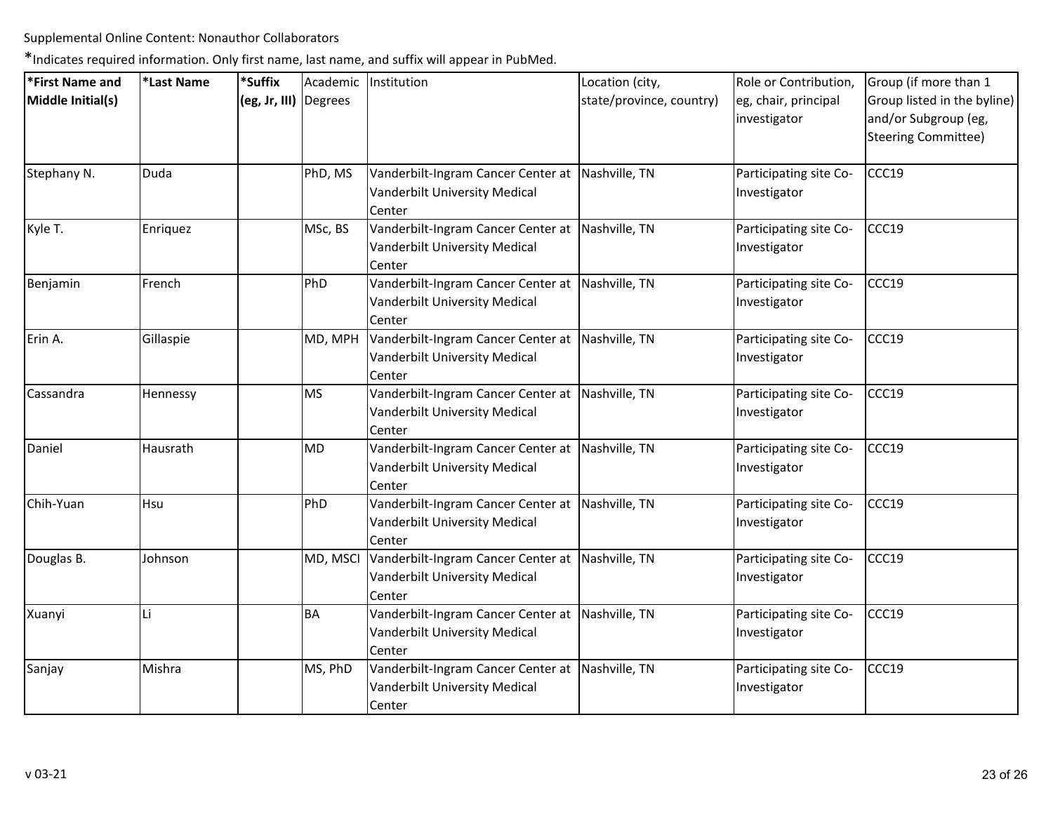Supplemental Online Content: Nonauthor Collaborators

*Indicates required information. Only first name, last name, and suffix will appear in PubMed.

| *First Name and Middle Initial(s) | *Last Name | *Suffix (eg, Jr, III) | Academic Degrees | Institution | Location (city, state/province, country) | Role or Contribution, eg, chair, principal investigator | Group (if more than 1 Group listed in the byline) and/or Subgroup (eg, Steering Committee) |
|---|---|---|---|---|---|---|---|
| Stephany N. | Duda | | PhD, MS | Vanderbilt-Ingram Cancer Center at Vanderbilt University Medical Center | Nashville, TN | Participating site Co-Investigator | CCC19 |
| Kyle T. | Enriquez | | MSc, BS | Vanderbilt-Ingram Cancer Center at Vanderbilt University Medical Center | Nashville, TN | Participating site Co-Investigator | CCC19 |
| Benjamin | French | | PhD | Vanderbilt-Ingram Cancer Center at Vanderbilt University Medical Center | Nashville, TN | Participating site Co-Investigator | CCC19 |
| Erin A. | Gillaspie | | MD, MPH | Vanderbilt-Ingram Cancer Center at Vanderbilt University Medical Center | Nashville, TN | Participating site Co-Investigator | CCC19 |
| Cassandra | Hennessy | | MS | Vanderbilt-Ingram Cancer Center at Vanderbilt University Medical Center | Nashville, TN | Participating site Co-Investigator | CCC19 |
| Daniel | Hausrath | | MD | Vanderbilt-Ingram Cancer Center at Vanderbilt University Medical Center | Nashville, TN | Participating site Co-Investigator | CCC19 |
| Chih-Yuan | Hsu | | PhD | Vanderbilt-Ingram Cancer Center at Vanderbilt University Medical Center | Nashville, TN | Participating site Co-Investigator | CCC19 |
| Douglas B. | Johnson | | MD, MSCI | Vanderbilt-Ingram Cancer Center at Vanderbilt University Medical Center | Nashville, TN | Participating site Co-Investigator | CCC19 |
| Xuanyi | Li | | BA | Vanderbilt-Ingram Cancer Center at Vanderbilt University Medical Center | Nashville, TN | Participating site Co-Investigator | CCC19 |
| Sanjay | Mishra | | MS, PhD | Vanderbilt-Ingram Cancer Center at Vanderbilt University Medical Center | Nashville, TN | Participating site Co-Investigator | CCC19 |

v 03-21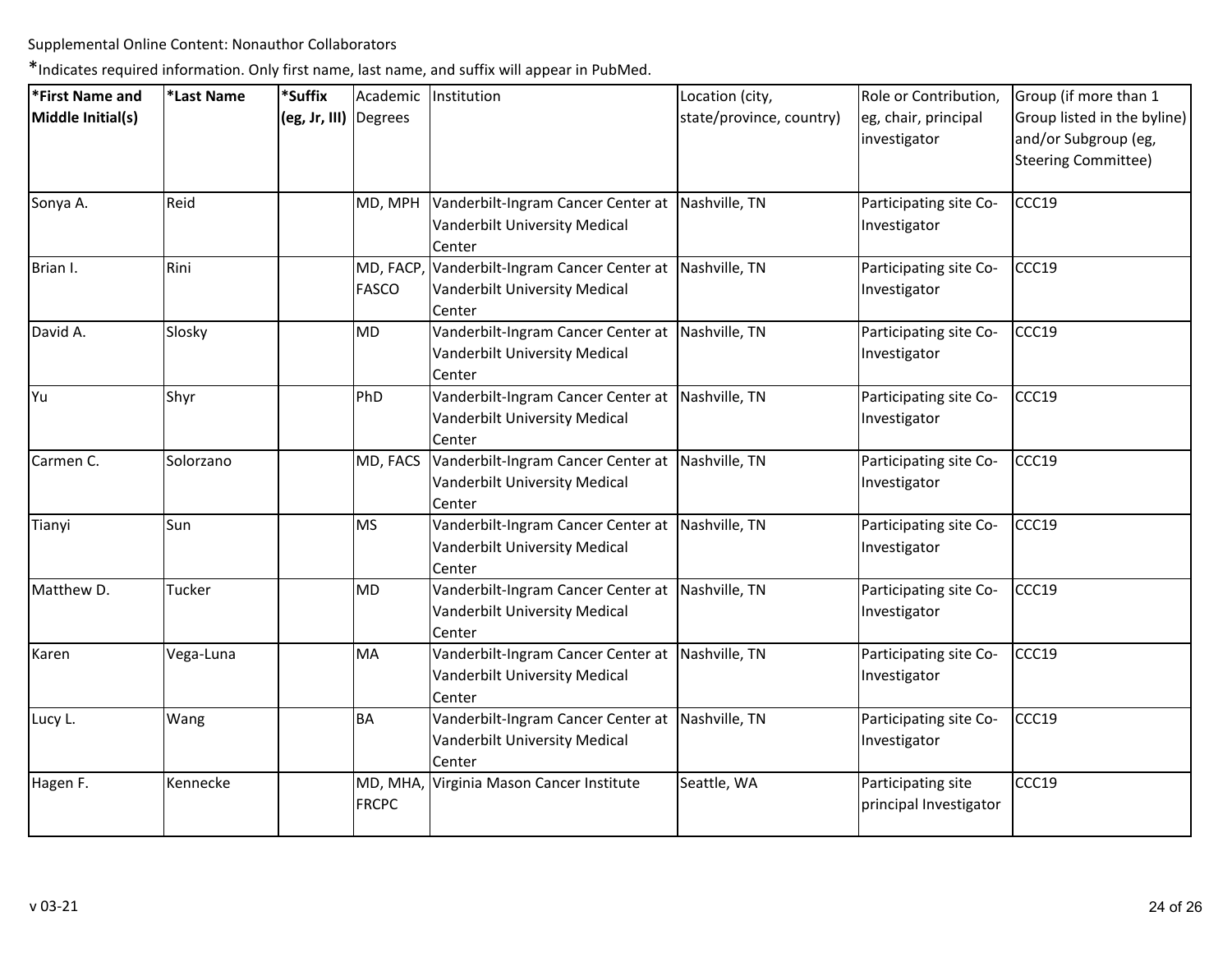Supplemental Online Content: Nonauthor Collaborators

*Indicates required information. Only first name, last name, and suffix will appear in PubMed.

| *First Name and Middle Initial(s) | *Last Name | *Suffix (eg, Jr, III) | Academic Degrees | Institution | Location (city, state/province, country) | Role or Contribution, eg, chair, principal investigator | Group (if more than 1 Group listed in the byline) and/or Subgroup (eg, Steering Committee) |
|---|---|---|---|---|---|---|---|
| Sonya A. | Reid | | MD, MPH | Vanderbilt-Ingram Cancer Center at Vanderbilt University Medical Center | Nashville, TN | Participating site Co-Investigator | CCC19 |
| Brian I. | Rini | | MD, FACP, FASCO | Vanderbilt-Ingram Cancer Center at Vanderbilt University Medical Center | Nashville, TN | Participating site Co-Investigator | CCC19 |
| David A. | Slosky | | MD | Vanderbilt-Ingram Cancer Center at Vanderbilt University Medical Center | Nashville, TN | Participating site Co-Investigator | CCC19 |
| Yu | Shyr | | PhD | Vanderbilt-Ingram Cancer Center at Vanderbilt University Medical Center | Nashville, TN | Participating site Co-Investigator | CCC19 |
| Carmen C. | Solorzano | | MD, FACS | Vanderbilt-Ingram Cancer Center at Vanderbilt University Medical Center | Nashville, TN | Participating site Co-Investigator | CCC19 |
| Tianyi | Sun | | MS | Vanderbilt-Ingram Cancer Center at Vanderbilt University Medical Center | Nashville, TN | Participating site Co-Investigator | CCC19 |
| Matthew D. | Tucker | | MD | Vanderbilt-Ingram Cancer Center at Vanderbilt University Medical Center | Nashville, TN | Participating site Co-Investigator | CCC19 |
| Karen | Vega-Luna | | MA | Vanderbilt-Ingram Cancer Center at Vanderbilt University Medical Center | Nashville, TN | Participating site Co-Investigator | CCC19 |
| Lucy L. | Wang | | BA | Vanderbilt-Ingram Cancer Center at Vanderbilt University Medical Center | Nashville, TN | Participating site Co-Investigator | CCC19 |
| Hagen F. | Kennecke | | MD, MHA, FRCPC | Virginia Mason Cancer Institute | Seattle, WA | Participating site principal Investigator | CCC19 |

v 03-21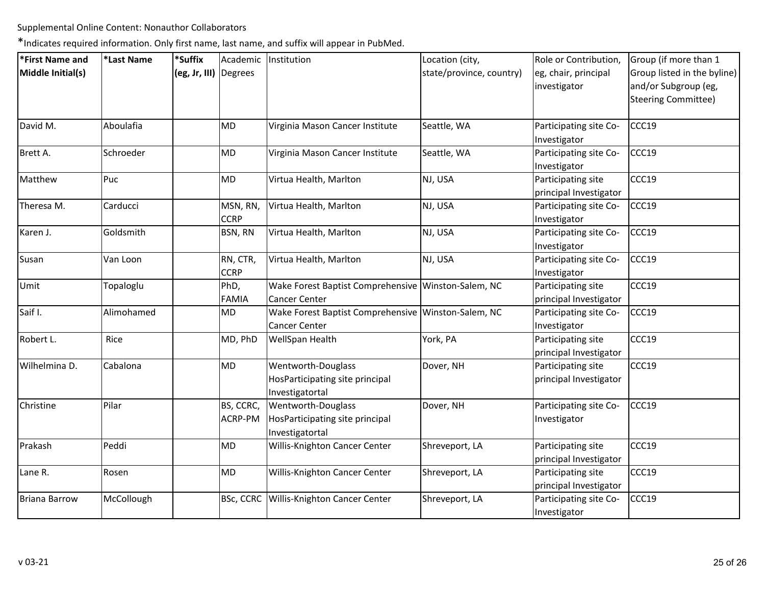Supplemental Online Content: Nonauthor Collaborators

*Indicates required information. Only first name, last name, and suffix will appear in PubMed.

| *First Name and Middle Initial(s) | *Last Name | *Suffix (eg, Jr, III) | Academic Degrees | Institution | Location (city, state/province, country) | Role or Contribution, eg, chair, principal investigator | Group (if more than 1 Group listed in the byline) and/or Subgroup (eg, Steering Committee) |
|---|---|---|---|---|---|---|---|
| David M. | Aboulafia | | MD | Virginia Mason Cancer Institute | Seattle, WA | Participating site Co-Investigator | CCC19 |
| Brett A. | Schroeder | | MD | Virginia Mason Cancer Institute | Seattle, WA | Participating site Co-Investigator | CCC19 |
| Matthew | Puc | | MD | Virtua Health, Marlton | NJ, USA | Participating site principal Investigator | CCC19 |
| Theresa M. | Carducci | | MSN, RN, CCRP | Virtua Health, Marlton | NJ, USA | Participating site Co-Investigator | CCC19 |
| Karen J. | Goldsmith | | BSN, RN | Virtua Health, Marlton | NJ, USA | Participating site Co-Investigator | CCC19 |
| Susan | Van Loon | | RN, CTR, CCRP | Virtua Health, Marlton | NJ, USA | Participating site Co-Investigator | CCC19 |
| Umit | Topaloglu | | PhD, FAMIA | Wake Forest Baptist Comprehensive Cancer Center | Winston-Salem, NC | Participating site principal Investigator | CCC19 |
| Saif I. | Alimohamed | | MD | Wake Forest Baptist Comprehensive Cancer Center | Winston-Salem, NC | Participating site Co-Investigator | CCC19 |
| Robert L. | Rice | | MD, PhD | WellSpan Health | York, PA | Participating site principal Investigator | CCC19 |
| Wilhelmina D. | Cabalona | | MD | Wentworth-Douglass HosParticipating site principal Investigatortal | Dover, NH | Participating site principal Investigator | CCC19 |
| Christine | Pilar | | BS, CCRC, ACRP-PM | Wentworth-Douglass HosParticipating site principal Investigatortal | Dover, NH | Participating site Co-Investigator | CCC19 |
| Prakash | Peddi | | MD | Willis-Knighton Cancer Center | Shreveport, LA | Participating site principal Investigator | CCC19 |
| Lane R. | Rosen | | MD | Willis-Knighton Cancer Center | Shreveport, LA | Participating site principal Investigator | CCC19 |
| Briana Barrow | McCollough | | BSc, CCRC | Willis-Knighton Cancer Center | Shreveport, LA | Participating site Co-Investigator | CCC19 |

v 03-21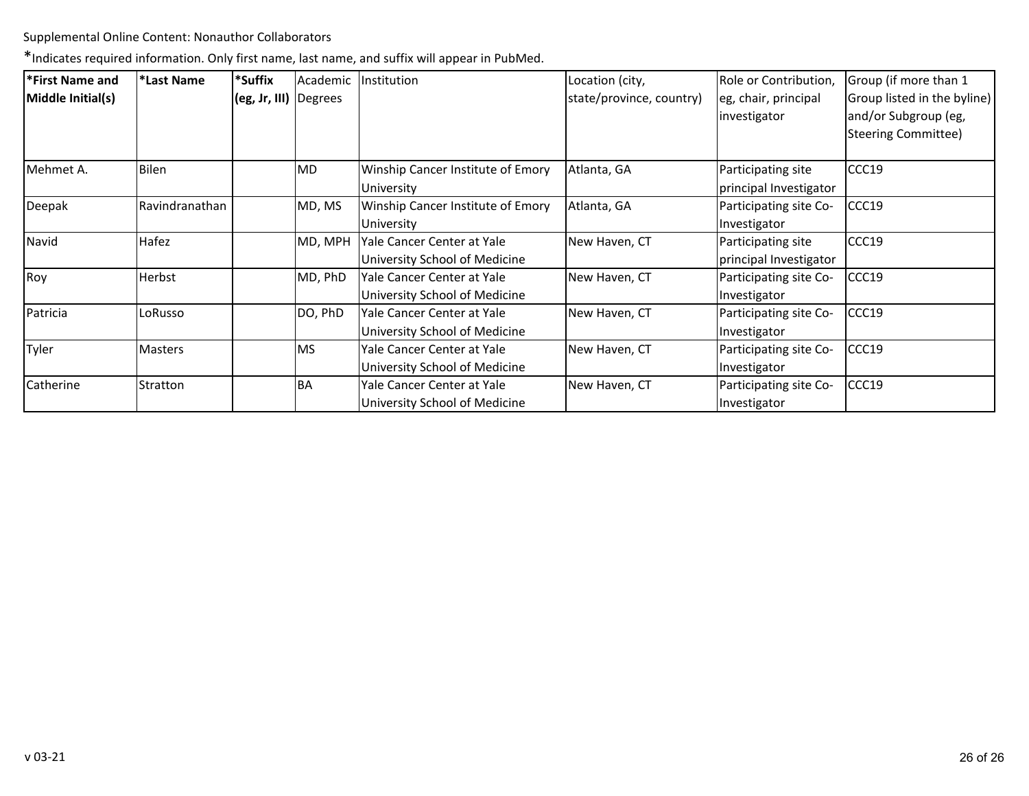Supplemental Online Content: Nonauthor Collaborators

*Indicates required information. Only first name, last name, and suffix will appear in PubMed.

| *First Name and Middle Initial(s) | *Last Name | *Suffix (eg, Jr, III) | Academic Degrees | Institution | Location (city, state/province, country) | Role or Contribution, eg, chair, principal investigator | Group (if more than 1 Group listed in the byline) and/or Subgroup (eg, Steering Committee) |
|---|---|---|---|---|---|---|---|
| Mehmet A. | Bilen | | MD | Winship Cancer Institute of Emory University | Atlanta, GA | Participating site principal Investigator | CCC19 |
| Deepak | Ravindranathan | | MD, MS | Winship Cancer Institute of Emory University | Atlanta, GA | Participating site Co-Investigator | CCC19 |
| Navid | Hafez | | MD, MPH | Yale Cancer Center at Yale University School of Medicine | New Haven, CT | Participating site principal Investigator | CCC19 |
| Roy | Herbst | | MD, PhD | Yale Cancer Center at Yale University School of Medicine | New Haven, CT | Participating site Co-Investigator | CCC19 |
| Patricia | LoRusso | | DO, PhD | Yale Cancer Center at Yale University School of Medicine | New Haven, CT | Participating site Co-Investigator | CCC19 |
| Tyler | Masters | | MS | Yale Cancer Center at Yale University School of Medicine | New Haven, CT | Participating site Co-Investigator | CCC19 |
| Catherine | Stratton | | BA | Yale Cancer Center at Yale University School of Medicine | New Haven, CT | Participating site Co-Investigator | CCC19 |

v 03-21